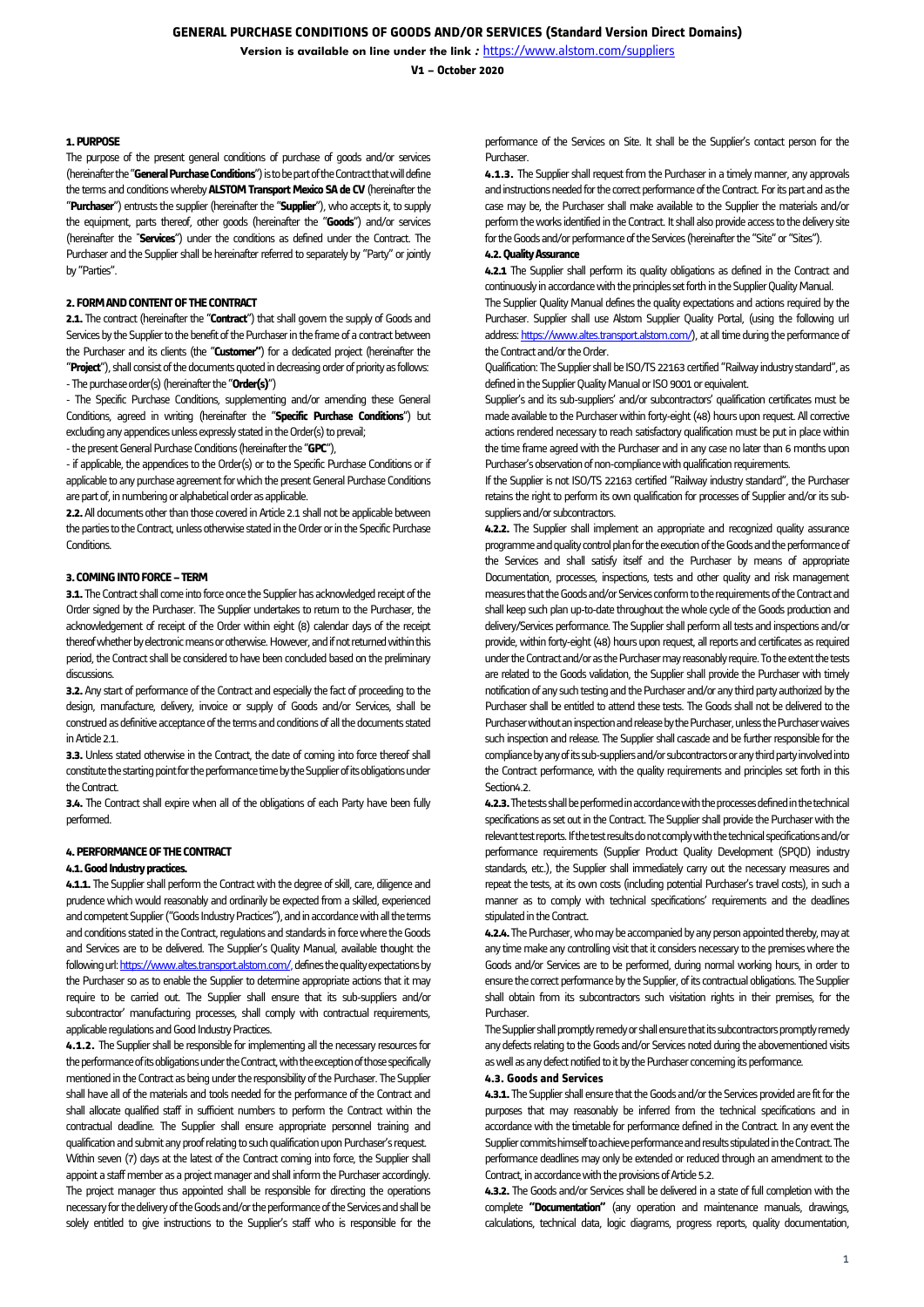# GENERAL PURCHASE CONDITIONS OF GOODS AND/OR SERVICES (Standard Version Direct Domains)

**Version is available on line under the link :** https://www.alstom.com/suppliers

**V1 – October 2020**

### 1. PURPOSE

The purpose of the present general conditions of purchase of goods and/or services (hereinafter the "**General Purchase Conditions**") is to be part of the Contract that will define the terms and conditions whereby **ALSTOM Transport Mexico SA de CV** (hereinafter the "**Purchaser**") entrusts the supplier (hereinafter the "**Supplier**"), who accepts it, to supply the equipment, parts thereof, other goods (hereinafter the "**Goods**") and/or services (hereinafter the "**Services**") under the conditions as defined under the Contract. The Purchaser and the Supplier shall be hereinafter referred to separately by "Party" or jointly by "Parties".

### 2. FORM AND CONTENT OF THE CONTRACT

**2.1.** The contract (hereinafter the "**Contract**") that shall govern the supply of Goods and Services by the Supplier to the benefit of the Purchaser in the frame of a contract between the Purchaser and its clients (the "**Customer"**) for a dedicated project (hereinafter the "**Project**"), shall consist of the documents quoted in decreasing order of priority as follows:

- The purchase order(s) (hereinafter the "**Order(s)**")
- The Specific Purchase Conditions, supplementing and/or amending these General Conditions, agreed in writing (hereinafter the "**Specific Purchase Conditions**") but excluding any appendices unless expressly stated in the Order(s) to prevail;
- the present General Purchase Conditions (hereinafter the "**GPC**"),
- if applicable, the appendices to the Order(s) or to the Specific Purchase Conditions or if applicable to any purchase agreement for which the present General Purchase Conditions are part of, in numbering or alphabetical order as applicable.

**2.2.** All documents other than those covered in Article 2.1 shall not be applicable between the parties to the Contract, unless otherwise stated in the Order or in the Specific Purchase Conditions.

### 3. COMING INTO FORCE – TERM

**3.1.** The Contract shall come into force once the Supplier has acknowledged receipt of the Order signed by the Purchaser. The Supplier undertakes to return to the Purchaser, the acknowledgement of receipt of the Order within eight (8) calendar days of the receipt thereof whether by electronic means or otherwise. However, and if not returned within this period, the Contract shall be considered to have been concluded based on the preliminary discussions.

**3.2.** Any start of performance of the Contract and especially the fact of proceeding to the design, manufacture, delivery, invoice or supply of Goods and/or Services, shall be construed as definitive acceptance of the terms and conditions of all the documents stated in Article 2.1.

**3.3.** Unless stated otherwise in the Contract, the date of coming into force thereof shall constitute the starting point for the performance time by the Supplier of its obligations under the Contract.

**3.4.** The Contract shall expire when all of the obligations of each Party have been fully performed.

### 4. PERFORMANCE OF THE CONTRACT

#### 4.1. Good Industry practices.

**4.1.1.** The Supplier shall perform the Contract with the degree of skill, care, diligence and prudence which would reasonably and ordinarily be expected from a skilled, experienced and competent Supplier ("Goods Industry Practices"), and in accordance with all the terms and conditions stated in the Contract, regulations and standards in force where the Goods and Services are to be delivered. The Supplier's Quality Manual, available thought the following url: https://www.altes.transport.alstom.com/, defines the quality expectations by the Purchaser so as to enable the Supplier to determine appropriate actions that it may require to be carried out. The Supplier shall ensure that its sub-suppliers and/or subcontractor' manufacturing processes, shall comply with contractual requirements, applicable regulations and Good Industry Practices.

**4.1.2.** The Supplier shall be responsible for implementing all the necessary resources for the performance of its obligations under the Contract, with the exception of those specifically mentioned in the Contract as being under the responsibility of the Purchaser. The Supplier shall have all of the materials and tools needed for the performance of the Contract and shall allocate qualified staff in sufficient numbers to perform the Contract within the contractual deadline. The Supplier shall ensure appropriate personnel training and qualification and submit any proof relating to such qualification upon Purchaser's request.

Within seven (7) days at the latest of the Contract coming into force, the Supplier shall appoint a staff member as a project manager and shall inform the Purchaser accordingly. The project manager thus appointed shall be responsible for directing the operations necessary for the delivery of the Goods and/or the performance of the Services and shall be solely entitled to give instructions to the Supplier's staff who is responsible for the performance of the Services on Site. It shall be the Supplier's contact person for the Purchaser.

**4.1.3.** The Supplier shall request from the Purchaser in a timely manner, any approvals and instructions needed for the correct performance of the Contract. For its part and as the case may be, the Purchaser shall make available to the Supplier the materials and/or perform the works identified in the Contract. It shall also provide access to the delivery site for the Goods and/or performance of the Services (hereinafter the "Site" or "Sites").

#### 4.2. Quality Assurance

**4.2.1** The Supplier shall perform its quality obligations as defined in the Contract and continuously in accordance with the principles set forth in the Supplier Quality Manual.

The Supplier Quality Manual defines the quality expectations and actions required by the Purchaser. Supplier shall use Alstom Supplier Quality Portal, (using the following url address: https://www.altes.transport.alstom.com/), at all time during the performance of the Contract and/or the Order.

Qualification: The Supplier shall be ISO/TS 22163 certified "Railway industry standard", as defined in the Supplier Quality Manual or ISO 9001 or equivalent.

Supplier's and its sub-suppliers' and/or subcontractors' qualification certificates must be made available to the Purchaser within forty-eight (48) hours upon request. All corrective actions rendered necessary to reach satisfactory qualification must be put in place within the time frame agreed with the Purchaser and in any case no later than 6 months upon Purchaser's observation of non-compliance with qualification requirements.

If the Supplier is not ISO/TS 22163 certified "Railway industry standard", the Purchaser retains the right to perform its own qualification for processes of Supplier and/or its sub-suppliers and/or subcontractors.

**4.2.2.** The Supplier shall implement an appropriate and recognized quality assurance programme and quality control plan for the execution of the Goods and the performance of the Services and shall satisfy itself and the Purchaser by means of appropriate Documentation, processes, inspections, tests and other quality and risk management measures that the Goods and/or Services conform to the requirements of the Contract and shall keep such plan up-to-date throughout the whole cycle of the Goods production and delivery/Services performance. The Supplier shall perform all tests and inspections and/or provide, within forty-eight (48) hours upon request, all reports and certificates as required under the Contract and/or as the Purchaser may reasonably require. To the extent the tests are related to the Goods validation, the Supplier shall provide the Purchaser with timely notification of any such testing and the Purchaser and/or any third party authorized by the Purchaser shall be entitled to attend these tests. The Goods shall not be delivered to the Purchaser without an inspection and release by the Purchaser, unless the Purchaser waives such inspection and release. The Supplier shall cascade and be further responsible for the compliance by any of its sub-suppliers and/or subcontractors or any third party involved into the Contract performance, with the quality requirements and principles set forth in this Section4.2.

**4.2.3.** The tests shall be performed in accordance with the processes defined in the technical specifications as set out in the Contract. The Supplier shall provide the Purchaser with the relevant test reports. If the test results do not comply with the technical specifications and/or performance requirements (Supplier Product Quality Development (SPQD) industry standards, etc.), the Supplier shall immediately carry out the necessary measures and repeat the tests, at its own costs (including potential Purchaser's travel costs), in such a manner as to comply with technical specifications' requirements and the deadlines stipulated in the Contract.

**4.2.4.** The Purchaser, who may be accompanied by any person appointed thereby, may at any time make any controlling visit that it considers necessary to the premises where the Goods and/or Services are to be performed, during normal working hours, in order to ensure the correct performance by the Supplier, of its contractual obligations. The Supplier shall obtain from its subcontractors such visitation rights in their premises, for the Purchaser.

The Supplier shall promptly remedy or shall ensure that its subcontractors promptly remedy any defects relating to the Goods and/or Services noted during the abovementioned visits as well as any defect notified to it by the Purchaser concerning its performance.

#### 4.3. Goods and Services

**4.3.1.** The Supplier shall ensure that the Goods and/or the Services provided are fit for the purposes that may reasonably be inferred from the technical specifications and in accordance with the timetable for performance defined in the Contract. In any event the Supplier commits himself to achieve performance and results stipulated in the Contract. The performance deadlines may only be extended or reduced through an amendment to the Contract, in accordance with the provisions of Article 5.2.

**4.3.2.** The Goods and/or Services shall be delivered in a state of full completion with the complete **"Documentation"** (any operation and maintenance manuals, drawings, calculations, technical data, logic diagrams, progress reports, quality documentation,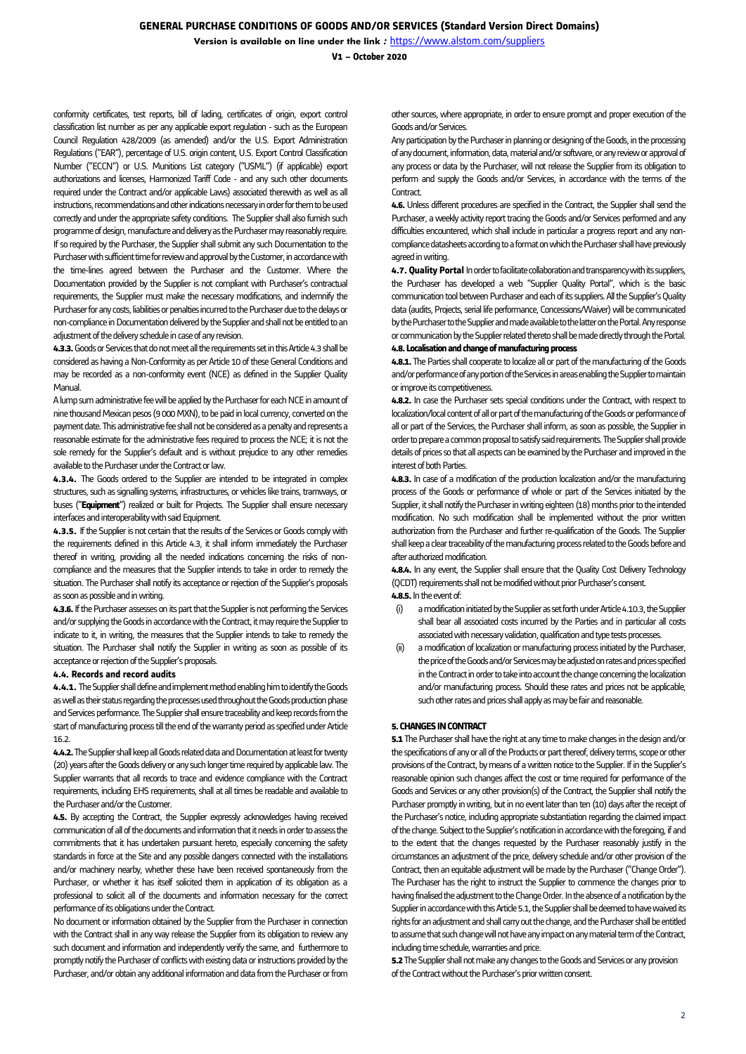conformity certificates, test reports, bill of lading, certificates of origin, export control classification list number as per any applicable export regulation - such as the European Council Regulation 428/2009 (as amended) and/or the U.S. Export Administration Regulations ("EAR"), percentage of U.S. origin content, U.S. Export Control Classification Number ("ECCN") or U.S. Munitions List category ("USML") (if applicable) export authorizations and licenses, Harmonized Tariff Code - and any such other documents required under the Contract and/or applicable Laws) associated therewith as well as all instructions, recommendations and other indications necessary in order for them to be used correctly and under the appropriate safety conditions. The Supplier shall also furnish such programme of design, manufacture and delivery as the Purchaser may reasonably require. If so required by the Purchaser, the Supplier shall submit any such Documentation to the Purchaser with sufficient time for review and approval by the Customer, in accordance with the time-lines agreed between the Purchaser and the Customer. Where the Documentation provided by the Supplier is not compliant with Purchaser's contractual requirements, the Supplier must make the necessary modifications, and indemnify the Purchaser for any costs, liabilities or penalties incurred to the Purchaser due to the delays or non-compliance in Documentation delivered by the Supplier and shall not be entitled to an adjustment of the delivery schedule in case of any revision.

**4.3.3.** Goods or Services that do not meet all the requirements set in this Article 4.3 shall be considered as having a Non-Conformity as per Article 10 of these General Conditions and may be recorded as a non-conformity event (NCE) as defined in the Supplier Quality Manual.

A lump sum administrative fee will be applied by the Purchaser for each NCE in amount of nine thousand Mexican pesos (9 000 MXN), to be paid in local currency, converted on the payment date. This administrative fee shall not be considered as a penalty and represents a reasonable estimate for the administrative fees required to process the NCE; it is not the sole remedy for the Supplier's default and is without prejudice to any other remedies available to the Purchaser under the Contract or law.

**4.3.4.** The Goods ordered to the Supplier are intended to be integrated in complex structures, such as signalling systems, infrastructures, or vehicles like trains, tramways, or buses ("**Equipment**") realized or built for Projects. The Supplier shall ensure necessary interfaces and interoperability with said Equipment.

**4.3.5.** If the Supplier is not certain that the results of the Services or Goods comply with the requirements defined in this Article 4.3, it shall inform immediately the Purchaser thereof in writing, providing all the needed indications concerning the risks of non-compliance and the measures that the Supplier intends to take in order to remedy the situation. The Purchaser shall notify its acceptance or rejection of the Supplier's proposals as soon as possible and in writing.

**4.3.6.** If the Purchaser assesses on its part that the Supplier is not performing the Services and/or supplying the Goods in accordance with the Contract, it may require the Supplier to indicate to it, in writing, the measures that the Supplier intends to take to remedy the situation. The Purchaser shall notify the Supplier in writing as soon as possible of its acceptance or rejection of the Supplier's proposals.

**4.4. Records and record audits**

**4.4.1.** The Supplier shall define and implement method enabling him to identify the Goods as well as their status regarding the processes used throughout the Goods production phase and Services performance. The Supplier shall ensure traceability and keep records from the start of manufacturing process till the end of the warranty period as specified under Article 16.2.

**4.4.2.** The Supplier shall keep all Goods related data and Documentation at least for twenty (20) years after the Goods delivery or any such longer time required by applicable law. The Supplier warrants that all records to trace and evidence compliance with the Contract requirements, including EHS requirements, shall at all times be readable and available to the Purchaser and/or the Customer.

**4.5.** By accepting the Contract, the Supplier expressly acknowledges having received communication of all of the documents and information that it needs in order to assess the commitments that it has undertaken pursuant hereto, especially concerning the safety standards in force at the Site and any possible dangers connected with the installations and/or machinery nearby, whether these have been received spontaneously from the Purchaser, or whether it has itself solicited them in application of its obligation as a professional to solicit all of the documents and information necessary for the correct performance of its obligations under the Contract.

No document or information obtained by the Supplier from the Purchaser in connection with the Contract shall in any way release the Supplier from its obligation to review any such document and information and independently verify the same, and furthermore to promptly notify the Purchaser of conflicts with existing data or instructions provided by the Purchaser, and/or obtain any additional information and data from the Purchaser or from other sources, where appropriate, in order to ensure prompt and proper execution of the Goods and/or Services.

Any participation by the Purchaser in planning or designing of the Goods, in the processing of any document, information, data, material and/or software, or any review or approval of any process or data by the Purchaser, will not release the Supplier from its obligation to perform and supply the Goods and/or Services, in accordance with the terms of the Contract.

**4.6.** Unless different procedures are specified in the Contract, the Supplier shall send the Purchaser, a weekly activity report tracing the Goods and/or Services performed and any difficulties encountered, which shall include in particular a progress report and any non-compliance datasheets according to a format on which the Purchaser shall have previously agreed in writing.

**4.7. Quality Portal** In order to facilitate collaboration and transparency with its suppliers, the Purchaser has developed a web "Supplier Quality Portal", which is the basic communication tool between Purchaser and each of its suppliers. All the Supplier's Quality data (audits, Projects, serial life performance, Concessions/Waiver) will be communicated by the Purchaser to the Supplier and made available to the latter on the Portal. Any response or communication by the Supplier related thereto shall be made directly through the Portal.

**4.8. Localisation and change of manufacturing process**

**4.8.1.** The Parties shall cooperate to localize all or part of the manufacturing of the Goods and/or performance of any portion of the Services in areas enabling the Supplier to maintain or improve its competitiveness.

**4.8.2.** In case the Purchaser sets special conditions under the Contract, with respect to localization/local content of all or part of the manufacturing of the Goods or performance of all or part of the Services, the Purchaser shall inform, as soon as possible, the Supplier in order to prepare a common proposal to satisfy said requirements. The Supplier shall provide details of prices so that all aspects can be examined by the Purchaser and improved in the interest of both Parties.

**4.8.3.** In case of a modification of the production localization and/or the manufacturing process of the Goods or performance of whole or part of the Services initiated by the Supplier, it shall notify the Purchaser in writing eighteen (18) months prior to the intended modification. No such modification shall be implemented without the prior written authorization from the Purchaser and further re-qualification of the Goods. The Supplier shall keep a clear traceability of the manufacturing process related to the Goods before and after authorized modification.

**4.8.4.** In any event, the Supplier shall ensure that the Quality Cost Delivery Technology (QCDT) requirements shall not be modified without prior Purchaser's consent.

**4.8.5.** In the event of:

- (i) a modification initiated by the Supplier as set forth under Article 4.10.3, the Supplier shall bear all associated costs incurred by the Parties and in particular all costs associated with necessary validation, qualification and type tests processes.
- (ii) a modification of localization or manufacturing process initiated by the Purchaser, the price of the Goods and/or Services may be adjusted on rates and prices specified in the Contract in order to take into account the change concerning the localization and/or manufacturing process. Should these rates and prices not be applicable, such other rates and prices shall apply as may be fair and reasonable.

**5. CHANGES IN CONTRACT**

**5.1** The Purchaser shall have the right at any time to make changes in the design and/or the specifications of any or all of the Products or part thereof, delivery terms, scope or other provisions of the Contract, by means of a written notice to the Supplier. If in the Supplier's reasonable opinion such changes affect the cost or time required for performance of the Goods and Services or any other provision(s) of the Contract, the Supplier shall notify the Purchaser promptly in writing, but in no event later than ten (10) days after the receipt of the Purchaser's notice, including appropriate substantiation regarding the claimed impact of the change. Subject to the Supplier's notification in accordance with the foregoing, if and to the extent that the changes requested by the Purchaser reasonably justify in the circumstances an adjustment of the price, delivery schedule and/or other provision of the Contract, then an equitable adjustment will be made by the Purchaser ("Change Order"). The Purchaser has the right to instruct the Supplier to commence the changes prior to having finalised the adjustment to the Change Order. In the absence of a notification by the Supplier in accordance with this Article 5.1, the Supplier shall be deemed to have waived its rights for an adjustment and shall carry out the change, and the Purchaser shall be entitled to assume that such change will not have any impact on any material term of the Contract, including time schedule, warranties and price.

**5.2** The Supplier shall not make any changes to the Goods and Services or any provision of the Contract without the Purchaser's prior written consent.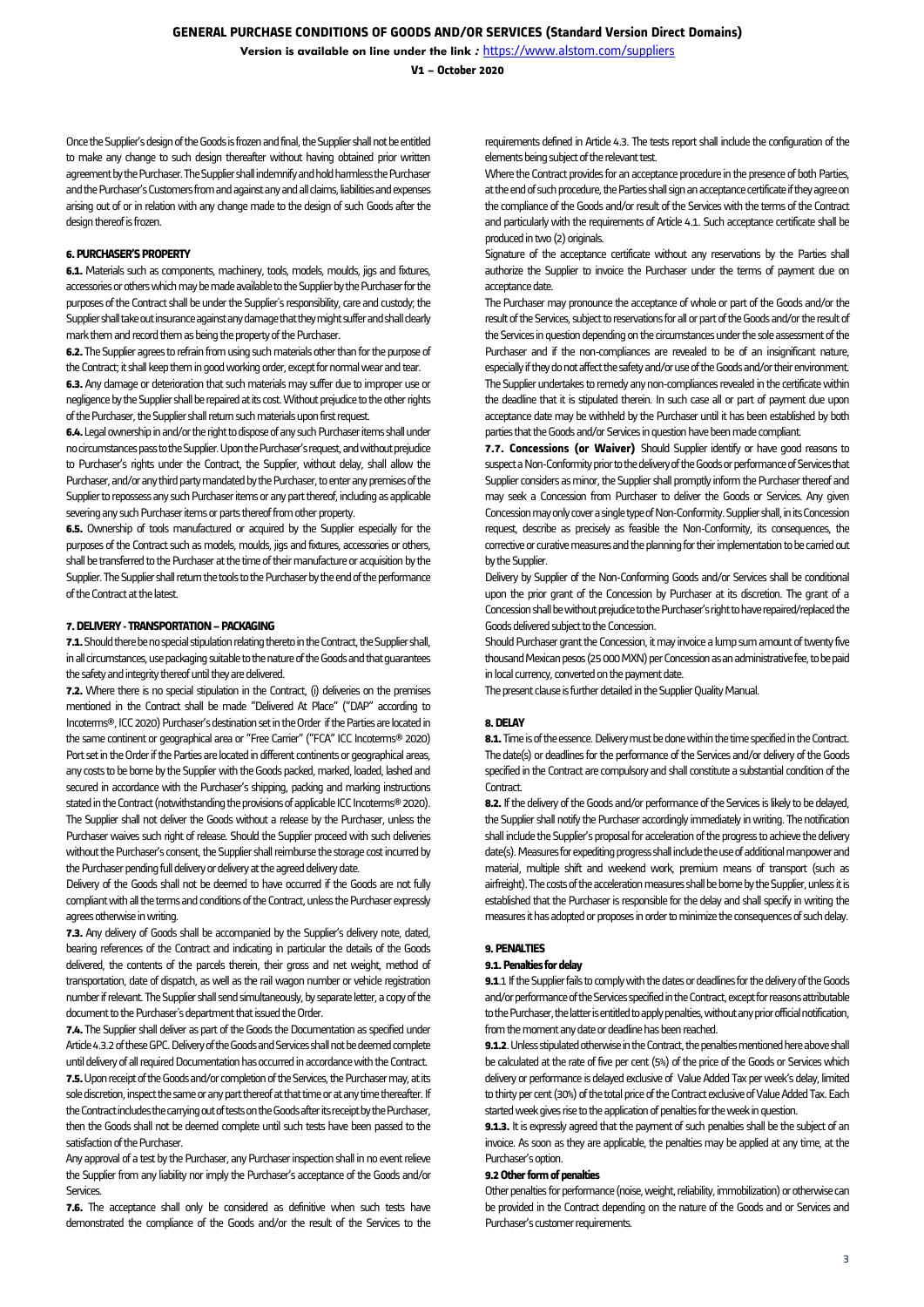Once the Supplier's design of the Goods is frozen and final, the Supplier shall not be entitled to make any change to such design thereafter without having obtained prior written agreement by the Purchaser. The Supplier shall indemnify and hold harmless the Purchaser and the Purchaser's Customers from and against any and all claims, liabilities and expenses arising out of or in relation with any change made to the design of such Goods after the design thereof is frozen.

## 6. PURCHASER'S PROPERTY

**6.1.** Materials such as components, machinery, tools, models, moulds, jigs and fixtures, accessories or others which may be made available to the Supplier by the Purchaser for the purposes of the Contract shall be under the Supplier's responsibility, care and custody; the Supplier shall take out insurance against any damage that they might suffer and shall clearly mark them and record them as being the property of the Purchaser.

**6.2.** The Supplier agrees to refrain from using such materials other than for the purpose of the Contract; it shall keep them in good working order, except for normal wear and tear.

**6.3.** Any damage or deterioration that such materials may suffer due to improper use or negligence by the Supplier shall be repaired at its cost. Without prejudice to the other rights of the Purchaser, the Supplier shall return such materials upon first request.

**6.4.** Legal ownership in and/or the right to dispose of any such Purchaser items shall under no circumstances pass to the Supplier. Upon the Purchaser's request, and without prejudice to Purchaser's rights under the Contract, the Supplier, without delay, shall allow the Purchaser, and/or any third party mandated by the Purchaser, to enter any premises of the Supplier to repossess any such Purchaser items or any part thereof, including as applicable severing any such Purchaser items or parts thereof from other property.

**6.5.** Ownership of tools manufactured or acquired by the Supplier especially for the purposes of the Contract such as models, moulds, jigs and fixtures, accessories or others, shall be transferred to the Purchaser at the time of their manufacture or acquisition by the Supplier. The Supplier shall return the tools to the Purchaser by the end of the performance of the Contract at the latest.

## 7. DELIVERY - TRANSPORTATION – PACKAGING

**7.1.** Should there be no special stipulation relating thereto in the Contract, the Supplier shall, in all circumstances, use packaging suitable to the nature of the Goods and that guarantees the safety and integrity thereof until they are delivered.

**7.2.** Where there is no special stipulation in the Contract, (i) deliveries on the premises mentioned in the Contract shall be made "Delivered At Place" ("DAP" according to Incoterms®, ICC 2020) Purchaser's destination set in the Order if the Parties are located in the same continent or geographical area or "Free Carrier" ("FCA" ICC Incoterms® 2020) Port set in the Order if the Parties are located in different continents or geographical areas, any costs to be borne by the Supplier with the Goods packed, marked, loaded, lashed and secured in accordance with the Purchaser's shipping, packing and marking instructions stated in the Contract (notwithstanding the provisions of applicable ICC Incoterms® 2020). The Supplier shall not deliver the Goods without a release by the Purchaser, unless the Purchaser waives such right of release. Should the Supplier proceed with such deliveries without the Purchaser's consent, the Supplier shall reimburse the storage cost incurred by the Purchaser pending full delivery or delivery at the agreed delivery date.

Delivery of the Goods shall not be deemed to have occurred if the Goods are not fully compliant with all the terms and conditions of the Contract, unless the Purchaser expressly agrees otherwise in writing.

**7.3.** Any delivery of Goods shall be accompanied by the Supplier's delivery note, dated, bearing references of the Contract and indicating in particular the details of the Goods delivered, the contents of the parcels therein, their gross and net weight, method of transportation, date of dispatch, as well as the rail wagon number or vehicle registration number if relevant. The Supplier shall send simultaneously, by separate letter, a copy of the document to the Purchaser's department that issued the Order.

**7.4.** The Supplier shall deliver as part of the Goods the Documentation as specified under Article 4.3.2 of these GPC. Delivery of the Goods and Services shall not be deemed complete until delivery of all required Documentation has occurred in accordance with the Contract.

**7.5.** Upon receipt of the Goods and/or completion of the Services, the Purchaser may, at its sole discretion, inspect the same or any part thereof at that time or at any time thereafter. If the Contract includes the carrying out of tests on the Goods after its receipt by the Purchaser, then the Goods shall not be deemed complete until such tests have been passed to the satisfaction of the Purchaser.

Any approval of a test by the Purchaser, any Purchaser inspection shall in no event relieve the Supplier from any liability nor imply the Purchaser's acceptance of the Goods and/or Services.

**7.6.** The acceptance shall only be considered as definitive when such tests have demonstrated the compliance of the Goods and/or the result of the Services to the requirements defined in Article 4.3. The tests report shall include the configuration of the elements being subject of the relevant test.

Where the Contract provides for an acceptance procedure in the presence of both Parties, at the end of such procedure, the Parties shall sign an acceptance certificate if they agree on the compliance of the Goods and/or result of the Services with the terms of the Contract and particularly with the requirements of Article 4.1. Such acceptance certificate shall be produced in two (2) originals.

Signature of the acceptance certificate without any reservations by the Parties shall authorize the Supplier to invoice the Purchaser under the terms of payment due on acceptance date.

The Purchaser may pronounce the acceptance of whole or part of the Goods and/or the result of the Services, subject to reservations for all or part of the Goods and/or the result of the Services in question depending on the circumstances under the sole assessment of the Purchaser and if the non-compliances are revealed to be of an insignificant nature, especially if they do not affect the safety and/or use of the Goods and/or their environment. The Supplier undertakes to remedy any non-compliances revealed in the certificate within the deadline that it is stipulated therein. In such case all or part of payment due upon acceptance date may be withheld by the Purchaser until it has been established by both parties that the Goods and/or Services in question have been made compliant.

**7.7. Concessions (or Waiver)** Should Supplier identify or have good reasons to suspect a Non-Conformity prior to the delivery of the Goods or performance of Services that Supplier considers as minor, the Supplier shall promptly inform the Purchaser thereof and may seek a Concession from Purchaser to deliver the Goods or Services. Any given Concession may only cover a single type of Non-Conformity. Supplier shall, in its Concession request, describe as precisely as feasible the Non-Conformity, its consequences, the corrective or curative measures and the planning for their implementation to be carried out by the Supplier.

Delivery by Supplier of the Non-Conforming Goods and/or Services shall be conditional upon the prior grant of the Concession by Purchaser at its discretion. The grant of a Concession shall be without prejudice to the Purchaser's right to have repaired/replaced the Goods delivered subject to the Concession.

Should Purchaser grant the Concession, it may invoice a lump sum amount of twenty five thousand Mexican pesos (25 000 MXN) per Concession as an administrative fee, to be paid in local currency, converted on the payment date.

The present clause is further detailed in the Supplier Quality Manual.

## 8. DELAY

**8.1.** Time is of the essence. Delivery must be done within the time specified in the Contract. The date(s) or deadlines for the performance of the Services and/or delivery of the Goods specified in the Contract are compulsory and shall constitute a substantial condition of the Contract.

**8.2.** If the delivery of the Goods and/or performance of the Services is likely to be delayed, the Supplier shall notify the Purchaser accordingly immediately in writing. The notification shall include the Supplier's proposal for acceleration of the progress to achieve the delivery date(s). Measures for expediting progress shall include the use of additional manpower and material, multiple shift and weekend work, premium means of transport (such as airfreight). The costs of the acceleration measures shall be borne by the Supplier, unless it is established that the Purchaser is responsible for the delay and shall specify in writing the measures it has adopted or proposes in order to minimize the consequences of such delay.

## 9. PENALTIES

### 9.1. Penalties for delay

**9.1**.1 If the Supplier fails to comply with the dates or deadlines for the delivery of the Goods and/or performance of the Services specified in the Contract, except for reasons attributable to the Purchaser, the latter is entitled to apply penalties, without any prior official notification, from the moment any date or deadline has been reached.

**9.1.2**. Unless stipulated otherwise in the Contract, the penalties mentioned here above shall be calculated at the rate of five per cent (5%) of the price of the Goods or Services which delivery or performance is delayed exclusive of Value Added Tax per week's delay, limited to thirty per cent (30%) of the total price of the Contract exclusive of Value Added Tax. Each started week gives rise to the application of penalties for the week in question.

**9.1.3.** It is expressly agreed that the payment of such penalties shall be the subject of an invoice. As soon as they are applicable, the penalties may be applied at any time, at the Purchaser's option.

### 9.2 Other form of penalties

Other penalties for performance (noise, weight, reliability, immobilization) or otherwise can be provided in the Contract depending on the nature of the Goods and or Services and Purchaser's customer requirements.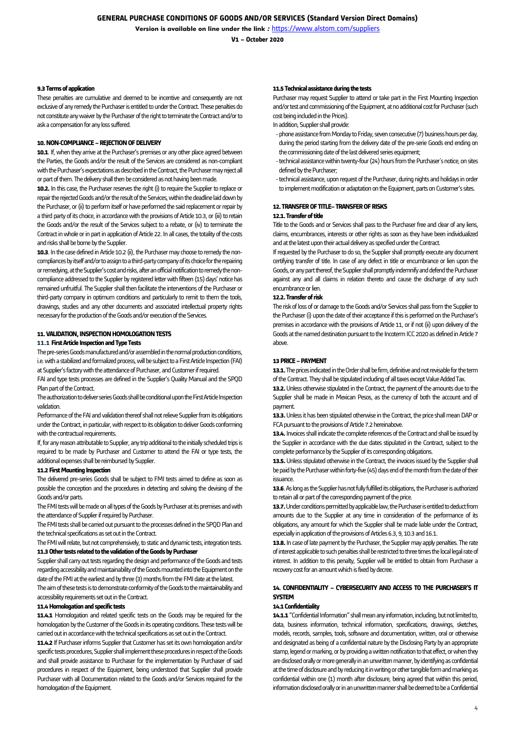#### 9.3 Terms of application

These penalties are cumulative and deemed to be incentive and consequently are not exclusive of any remedy the Purchaser is entitled to under the Contract. These penalties do not constitute any waiver by the Purchaser of the right to terminate the Contract and/or to ask a compensation for any loss suffered.

### 10. NON-COMPLIANCE – REJECTION OF DELIVERY

**10.1**. If, when they arrive at the Purchaser's premises or any other place agreed between the Parties, the Goods and/or the result of the Services are considered as non-compliant with the Purchaser's expectations as described in the Contract, the Purchaser may reject all or part of them. The delivery shall then be considered as not having been made.

**10.2.** In this case, the Purchaser reserves the right (i) to require the Supplier to replace or repair the rejected Goods and/or the result of the Services, within the deadline laid down by the Purchaser, or (ii) to perform itself or have performed the said replacement or repair by a third party of its choice, in accordance with the provisions of Article 10.3, or (iii) to retain the Goods and/or the result of the Services subject to a rebate, or (iv) to terminate the Contract in whole or in part in application of Article 22. In all cases, the totality of the costs and risks shall be borne by the Supplier.

**10.3**. In the case defined in Article 10.2 (ii), the Purchaser may choose to remedy the non-compliances by itself and/or to assign to a third-party company of its choice for the repairing or remedying, at the Supplier's cost and risks, after an official notification to remedy the non-compliance addressed to the Supplier by registered letter with fifteen (15) days' notice has remained unfruitful. The Supplier shall then facilitate the interventions of the Purchaser or third-party company in optimum conditions and particularly to remit to them the tools, drawings, studies and any other documents and associated intellectual property rights necessary for the production of the Goods and/or execution of the Services.

### 11. VALIDATION, INSPECTION HOMOLOGATION TESTS

#### 11.1 First Article Inspection and Type Tests

The pre-series Goods manufactured and/or assembled in the normal production conditions, i.e. with a stabilized and formalized process, will be subject to a First Article Inspection (FAI) at Supplier's factory with the attendance of Purchaser, and Customer if required.

FAI and type tests processes are defined in the Supplier's Quality Manual and the SPQD Plan part of the Contract.

The authorization to deliver series Goods shall be conditional upon the First Article Inspection validation.

Performance of the FAI and validation thereof shall not relieve Supplier from its obligations under the Contract, in particular, with respect to its obligation to deliver Goods conforming with the contractual requirements.

If, for any reason attributable to Supplier, any trip additional to the initially scheduled trips is required to be made by Purchaser and Customer to attend the FAI or type tests, the additional expenses shall be reimbursed by Supplier.

#### 11.2 First Mounting Inspection

The delivered pre-series Goods shall be subject to FMI tests aimed to define as soon as possible the conception and the procedures in detecting and solving the devising of the Goods and/or parts.

The FMI tests will be made on all types of the Goods by Purchaser at its premises and with the attendance of Supplier if required by Purchaser.

The FMI tests shall be carried out pursuant to the processes defined in the SPQD Plan and the technical specifications as set out in the Contract.

The FMI will relate, but not comprehensively, to static and dynamic tests, integration tests.

#### 11.3 Other tests related to the validation of the Goods by Purchaser

Supplier shall carry out tests regarding the design and performance of the Goods and tests regarding accessibility and maintainability of the Goods mounted into the Equipment on the date of the FMI at the earliest and by three (3) months from the FMI date at the latest.

The aim of these tests is to demonstrate conformity of the Goods to the maintainability and accessibility requirements set out in the Contract.

#### 11.4 Homologation and specific tests

**11.4.1** Homologation and related specific tests on the Goods may be required for the homologation by the Customer of the Goods in its operating conditions. These tests will be carried out in accordance with the technical specifications as set out in the Contract.

**11.4.2** If Purchaser informs Supplier that Customer has set its own homologation and/or specific tests procedures, Supplier shall implement these procedures in respect of the Goods and shall provide assistance to Purchaser for the implementation by Purchaser of said procedures in respect of the Equipment, being understood that Supplier shall provide Purchaser with all Documentation related to the Goods and/or Services required for the homologation of the Equipment.

#### 11.5 Technical assistance during the tests

Purchaser may request Supplier to attend or take part in the First Mounting Inspection and/or test and commissioning of the Equipment, at no additional cost for Purchaser (such cost being included in the Prices).

In addition, Supplier shall provide:

- phone assistance from Monday to Friday, seven consecutive (7) business hours per day, during the period starting from the delivery date of the pre-serie Goods end ending on the commissioning date of the last delivered series equipment;
- technical assistance within twenty-four (24) hours from the Purchaser's notice, on sites defined by the Purchaser;
- technical assistance, upon request of the Purchaser, during nights and holidays in order to implement modification or adaptation on the Equipment, parts on Customer's sites.

### 12. TRANSFER OF TITLE– TRANSFER OF RISKS

#### 12.1. Transfer of title

Title to the Goods and or Services shall pass to the Purchaser free and clear of any liens, claims, encumbrances, interests or other rights as soon as they have been individualized and at the latest upon their actual delivery as specified under the Contract.

If requested by the Purchaser to do so, the Supplier shall promptly execute any document certifying transfer of title. In case of any defect in title or encumbrance or lien upon the Goods, or any part thereof, the Supplier shall promptly indemnify and defend the Purchaser against any and all claims in relation thereto and cause the discharge of any such encumbrance or lien.

#### 12.2. Transfer of risk

The risk of loss of or damage to the Goods and/or Services shall pass from the Supplier to the Purchaser (i) upon the date of their acceptance if this is performed on the Purchaser's premises in accordance with the provisions of Article 11, or if not (ii) upon delivery of the Goods at the named destination pursuant to the Incoterm ICC 2020 as defined in Article 7 above.

### 13 PRICE – PAYMENT

**13.1.** The prices indicated in the Order shall be firm, definitive and not revisable for the term of the Contract. They shall be stipulated including of all taxes except Value Added Tax.

**13.2.** Unless otherwise stipulated in the Contract, the payment of the amounts due to the Supplier shall be made in Mexican Pesos, as the currency of both the account and of payment.

**13.3.** Unless it has been stipulated otherwise in the Contract, the price shall mean DAP or FCA pursuant to the provisions of Article 7.2 hereinabove.

**13.4.** Invoices shall indicate the complete references of the Contract and shall be issued by the Supplier in accordance with the due dates stipulated in the Contract, subject to the complete performance by the Supplier of its corresponding obligations.

**13.5.** Unless stipulated otherwise in the Contract, the invoices issued by the Supplier shall be paid by the Purchaser within forty-five (45) days end of the month from the date of their issuance.

**13.6**. As long as the Supplier has not fully fulfilled its obligations, the Purchaser is authorized to retain all or part of the corresponding payment of the price.

**13.7.** Under conditions permitted by applicable law, the Purchaser is entitled to deduct from amounts due to the Supplier at any time in consideration of the performance of its obligations, any amount for which the Supplier shall be made liable under the Contract, especially in application of the provisions of Articles 6.3, 9, 10.3 and 16.1.

**13.8.** In case of late payment by the Purchaser, the Supplier may apply penalties. The rate of interest applicable to such penalties shall be restricted to three times the local legal rate of interest. In addition to this penalty, Supplier will be entitled to obtain from Purchaser a recovery cost for an amount which is fixed by decree.

### 14. CONFIDENTIALITY – CYBERSECURITY AND ACCESS TO THE PURCHASER'S IT SYSTEM

#### 14.1 Confidentiality

**14.1.1** "Confidential Information" shall mean any information, including, but not limited to, data, business information, technical information, specifications, drawings, sketches, models, records, samples, tools, software and documentation, written, oral or otherwise and designated as being of a confidential nature by the Disclosing Party by an appropriate stamp, legend or marking, or by providing a written notification to that effect, or when they are disclosed orally or more generally in an unwritten manner, by identifying as confidential at the time of disclosure and by reducing it in writing or other tangible form and marking as confidential within one (1) month after disclosure, being agreed that within this period, information disclosed orally or in an unwritten manner shall be deemed to be a Confidential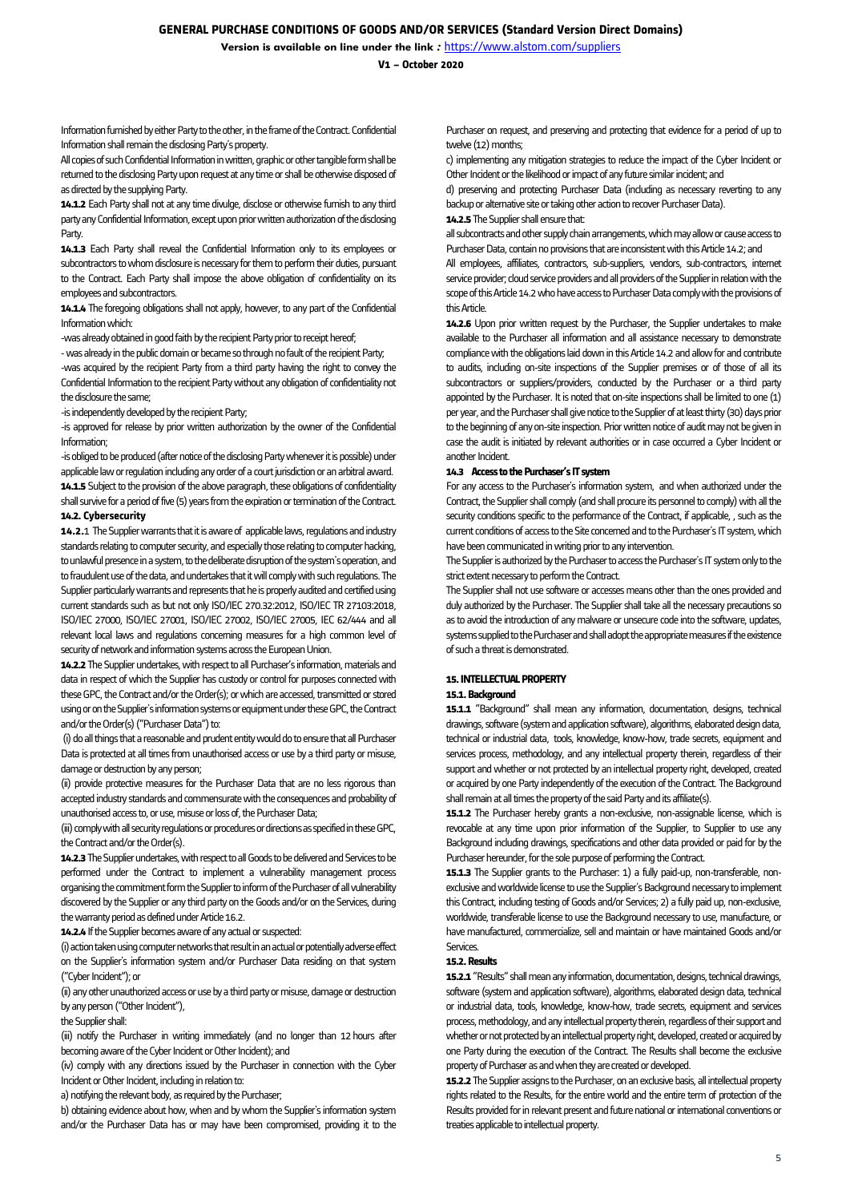Information furnished by either Party to the other, in the frame of the Contract. Confidential Information shall remain the disclosing Party's property.

All copies of such Confidential Information in written, graphic or other tangible form shall be returned to the disclosing Party upon request at any time or shall be otherwise disposed of as directed by the supplying Party.

**14.1.2** Each Party shall not at any time divulge, disclose or otherwise furnish to any third party any Confidential Information, except upon prior written authorization of the disclosing Party.

**14.1.3** Each Party shall reveal the Confidential Information only to its employees or subcontractors to whom disclosure is necessary for them to perform their duties, pursuant to the Contract. Each Party shall impose the above obligation of confidentiality on its employees and subcontractors.

**14.1.4** The foregoing obligations shall not apply, however, to any part of the Confidential Information which:

-was already obtained in good faith by the recipient Party prior to receipt hereof;

- was already in the public domain or became so through no fault of the recipient Party;

-was acquired by the recipient Party from a third party having the right to convey the Confidential Information to the recipient Party without any obligation of confidentiality not the disclosure the same;

-is independently developed by the recipient Party;

-is approved for release by prior written authorization by the owner of the Confidential Information;

-is obliged to be produced (after notice of the disclosing Party whenever it is possible) under applicable law or regulation including any order of a court jurisdiction or an arbitral award.

**14.1.5** Subject to the provision of the above paragraph, these obligations of confidentiality shall survive for a period of five (5) years from the expiration or termination of the Contract.

**14.2. Cybersecurity**

**14.2.1** The Supplier warrants that it is aware of applicable laws, regulations and industry standards relating to computer security, and especially those relating to computer hacking, to unlawful presence in a system, to the deliberate disruption of the system's operation, and to fraudulent use of the data, and undertakes that it will comply with such regulations. The Supplier particularly warrants and represents that he is properly audited and certified using current standards such as but not only ISO/IEC 270.32:2012, ISO/IEC TR 27103:2018, ISO/IEC 27000, ISO/IEC 27001, ISO/IEC 27002, ISO/IEC 27005, IEC 62/444 and all relevant local laws and regulations concerning measures for a high common level of security of network and information systems across the European Union.

**14.2.2** The Supplier undertakes, with respect to all Purchaser's information, materials and data in respect of which the Supplier has custody or control for purposes connected with these GPC, the Contract and/or the Order(s); or which are accessed, transmitted or stored using or on the Supplier's information systems or equipment under these GPC, the Contract and/or the Order(s) ("Purchaser Data") to:

(i) do all things that a reasonable and prudent entity would do to ensure that all Purchaser Data is protected at all times from unauthorised access or use by a third party or misuse, damage or destruction by any person;

(ii) provide protective measures for the Purchaser Data that are no less rigorous than accepted industry standards and commensurate with the consequences and probability of unauthorised access to, or use, misuse or loss of, the Purchaser Data;

(iii) comply with all security regulations or procedures or directions as specified in these GPC, the Contract and/or the Order(s).

**14.2.3** The Supplier undertakes, with respect to all Goods to be delivered and Services to be performed under the Contract to implement a vulnerability management process organising the commitment form the Supplier to inform of the Purchaser of all vulnerability discovered by the Supplier or any third party on the Goods and/or on the Services, during the warranty period as defined under Article 16.2.

**14.2.4** If the Supplier becomes aware of any actual or suspected:

(i) action taken using computer networks that result in an actual or potentially adverse effect on the Supplier's information system and/or Purchaser Data residing on that system ("Cyber Incident"); or

(ii) any other unauthorized access or use by a third party or misuse, damage or destruction by any person ("Other Incident"),

the Supplier shall:

(iii) notify the Purchaser in writing immediately (and no longer than 12 hours after becoming aware of the Cyber Incident or Other Incident); and

(iv) comply with any directions issued by the Purchaser in connection with the Cyber Incident or Other Incident, including in relation to:

a) notifying the relevant body, as required by the Purchaser;

b) obtaining evidence about how, when and by whom the Supplier's information system and/or the Purchaser Data has or may have been compromised, providing it to the Purchaser on request, and preserving and protecting that evidence for a period of up to twelve (12) months;

c) implementing any mitigation strategies to reduce the impact of the Cyber Incident or Other Incident or the likelihood or impact of any future similar incident; and

d) preserving and protecting Purchaser Data (including as necessary reverting to any backup or alternative site or taking other action to recover Purchaser Data).

**14.2.5** The Supplier shall ensure that:

all subcontracts and other supply chain arrangements, which may allow or cause access to Purchaser Data, contain no provisions that are inconsistent with this Article 14.2; and

All employees, affiliates, contractors, sub-suppliers, vendors, sub-contractors, internet service provider; cloud service providers and all providers of the Supplier in relation with the scope of this Article 14.2 who have access to Purchaser Data comply with the provisions of this Article.

**14.2.6** Upon prior written request by the Purchaser, the Supplier undertakes to make available to the Purchaser all information and all assistance necessary to demonstrate compliance with the obligations laid down in this Article 14.2 and allow for and contribute to audits, including on-site inspections of the Supplier premises or of those of all its subcontractors or suppliers/providers, conducted by the Purchaser or a third party appointed by the Purchaser. It is noted that on-site inspections shall be limited to one (1) per year, and the Purchaser shall give notice to the Supplier of at least thirty (30) days prior to the beginning of any on-site inspection. Prior written notice of audit may not be given in case the audit is initiated by relevant authorities or in case occurred a Cyber Incident or another Incident.

**14.3 Access to the Purchaser's IT system**

For any access to the Purchaser's information system, and when authorized under the Contract, the Supplier shall comply (and shall procure its personnel to comply) with all the security conditions specific to the performance of the Contract, if applicable, , such as the current conditions of access to the Site concerned and to the Purchaser's IT system, which have been communicated in writing prior to any intervention.

The Supplier is authorized by the Purchaser to access the Purchaser's IT system only to the strict extent necessary to perform the Contract.

The Supplier shall not use software or accesses means other than the ones provided and duly authorized by the Purchaser. The Supplier shall take all the necessary precautions so as to avoid the introduction of any malware or unsecure code into the software, updates, systems supplied to the Purchaser and shall adopt the appropriate measures if the existence of such a threat is demonstrated.

## 15. INTELLECTUAL PROPERTY

**15.1. Background**

**15.1.1** "Background" shall mean any information, documentation, designs, technical drawings, software (system and application software), algorithms, elaborated design data, technical or industrial data, tools, knowledge, know-how, trade secrets, equipment and services process, methodology, and any intellectual property therein, regardless of their support and whether or not protected by an intellectual property right, developed, created or acquired by one Party independently of the execution of the Contract. The Background shall remain at all times the property of the said Party and its affiliate(s).

**15.1.2** The Purchaser hereby grants a non-exclusive, non-assignable license, which is revocable at any time upon prior information of the Supplier, to Supplier to use any Background including drawings, specifications and other data provided or paid for by the Purchaser hereunder, for the sole purpose of performing the Contract.

**15.1.3** The Supplier grants to the Purchaser: 1) a fully paid-up, non-transferable, non-exclusive and worldwide license to use the Supplier's Background necessary to implement this Contract, including testing of Goods and/or Services; 2) a fully paid up, non-exclusive, worldwide, transferable license to use the Background necessary to use, manufacture, or have manufactured, commercialize, sell and maintain or have maintained Goods and/or Services.

**15.2. Results**

**15.2.1** "Results" shall mean any information, documentation, designs, technical drawings, software (system and application software), algorithms, elaborated design data, technical or industrial data, tools, knowledge, know-how, trade secrets, equipment and services process, methodology, and any intellectual property therein, regardless of their support and whether or not protected by an intellectual property right, developed, created or acquired by one Party during the execution of the Contract. The Results shall become the exclusive property of Purchaser as and when they are created or developed.

**15.2.2** The Supplier assigns to the Purchaser, on an exclusive basis, all intellectual property rights related to the Results, for the entire world and the entire term of protection of the Results provided for in relevant present and future national or international conventions or treaties applicable to intellectual property.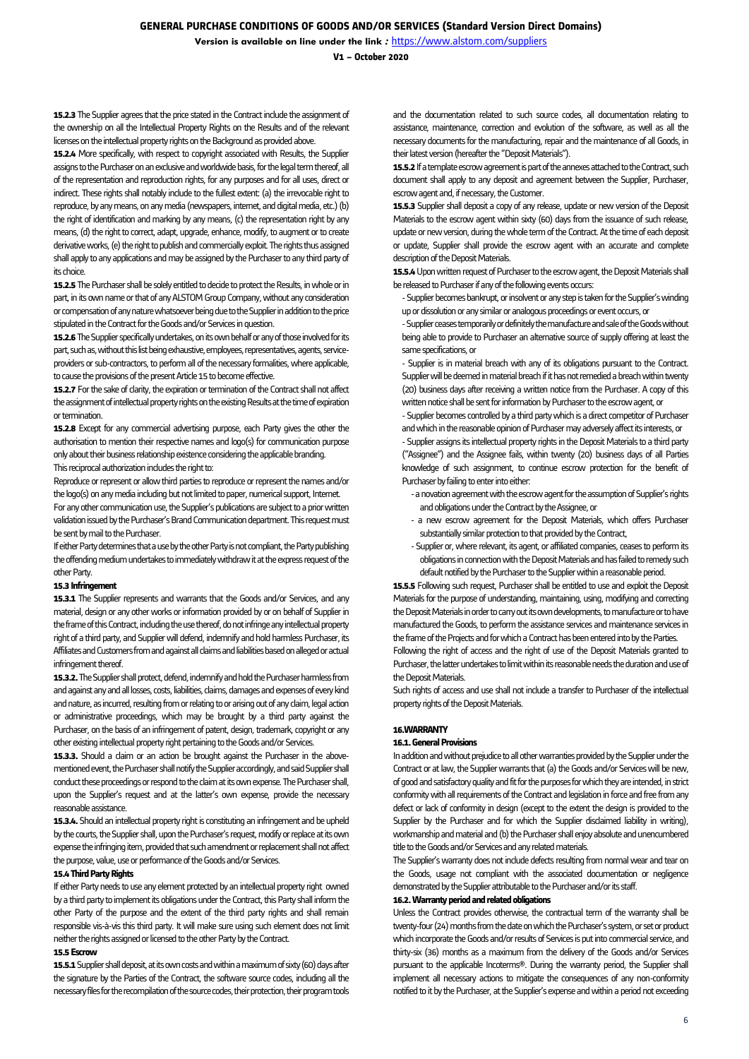**15.2.3** The Supplier agrees that the price stated in the Contract include the assignment of the ownership on all the Intellectual Property Rights on the Results and of the relevant licenses on the intellectual property rights on the Background as provided above.

**15.2.4** More specifically, with respect to copyright associated with Results, the Supplier assigns to the Purchaser on an exclusive and worldwide basis, for the legal term thereof, all of the representation and reproduction rights, for any purposes and for all uses, direct or indirect. These rights shall notably include to the fullest extent: (a) the irrevocable right to reproduce, by any means, on any media (newspapers, internet, and digital media, etc.) (b) the right of identification and marking by any means, (c) the representation right by any means, (d) the right to correct, adapt, upgrade, enhance, modify, to augment or to create derivative works, (e) the right to publish and commercially exploit. The rights thus assigned shall apply to any applications and may be assigned by the Purchaser to any third party of its choice.

**15.2.5** The Purchaser shall be solely entitled to decide to protect the Results, in whole or in part, in its own name or that of any ALSTOM Group Company, without any consideration or compensation of any nature whatsoever being due to the Supplier in addition to the price stipulated in the Contract for the Goods and/or Services in question.

**15.2.6** The Supplier specifically undertakes, on its own behalf or any of those involved for its part, such as, without this list being exhaustive, employees, representatives, agents, service-providers or sub-contractors, to perform all of the necessary formalities, where applicable, to cause the provisions of the present Article 15 to become effective.

**15.2.7** For the sake of clarity, the expiration or termination of the Contract shall not affect the assignment of intellectual property rights on the existing Results at the time of expiration or termination.

**15.2.8** Except for any commercial advertising purpose, each Party gives the other the authorisation to mention their respective names and logo(s) for communication purpose only about their business relationship existence considering the applicable branding.

This reciprocal authorization includes the right to:

Reproduce or represent or allow third parties to reproduce or represent the names and/or the logo(s) on any media including but not limited to paper, numerical support, Internet.

For any other communication use, the Supplier's publications are subject to a prior written validation issued by the Purchaser's Brand Communication department. This request must be sent by mail to the Purchaser.

If either Party determines that a use by the other Party is not compliant, the Party publishing the offending medium undertakes to immediately withdraw it at the express request of the other Party.

**15.3 Infringement**

**15.3.1** The Supplier represents and warrants that the Goods and/or Services, and any material, design or any other works or information provided by or on behalf of Supplier in the frame of this Contract, including the use thereof, do not infringe any intellectual property right of a third party, and Supplier will defend, indemnify and hold harmless Purchaser, its Affiliates and Customers from and against all claims and liabilities based on alleged or actual infringement thereof.

**15.3.2.** The Supplier shall protect, defend, indemnify and hold the Purchaser harmless from and against any and all losses, costs, liabilities, claims, damages and expenses of every kind and nature, as incurred, resulting from or relating to or arising out of any claim, legal action or administrative proceedings, which may be brought by a third party against the Purchaser, on the basis of an infringement of patent, design, trademark, copyright or any other existing intellectual property right pertaining to the Goods and/or Services.

**15.3.3.** Should a claim or an action be brought against the Purchaser in the above-mentioned event, the Purchaser shall notify the Supplier accordingly, and said Supplier shall conduct these proceedings or respond to the claim at its own expense. The Purchaser shall, upon the Supplier's request and at the latter's own expense, provide the necessary reasonable assistance.

**15.3.4.** Should an intellectual property right is constituting an infringement and be upheld by the courts, the Supplier shall, upon the Purchaser's request, modify or replace at its own expense the infringing item, provided that such amendment or replacement shall not affect the purpose, value, use or performance of the Goods and/or Services.

**15.4 Third Party Rights**

If either Party needs to use any element protected by an intellectual property right owned by a third party to implement its obligations under the Contract, this Party shall inform the other Party of the purpose and the extent of the third party rights and shall remain responsible vis-à-vis this third party. It will make sure using such element does not limit neither the rights assigned or licensed to the other Party by the Contract.

**15.5 Escrow**

**15.5.1** Supplier shall deposit, at its own costs and within a maximum of sixty (60) days after the signature by the Parties of the Contract, the software source codes, including all the necessary files for the recompilation of the source codes, their protection, their program tools and the documentation related to such source codes, all documentation relating to assistance, maintenance, correction and evolution of the software, as well as all the necessary documents for the manufacturing, repair and the maintenance of all Goods, in their latest version (hereafter the "Deposit Materials").

**15.5.2** If a template escrow agreement is part of the annexes attached to the Contract, such document shall apply to any deposit and agreement between the Supplier, Purchaser, escrow agent and, if necessary, the Customer.

**15.5.3** Supplier shall deposit a copy of any release, update or new version of the Deposit Materials to the escrow agent within sixty (60) days from the issuance of such release, update or new version, during the whole term of the Contract. At the time of each deposit or update, Supplier shall provide the escrow agent with an accurate and complete description of the Deposit Materials.

**15.5.4** Upon written request of Purchaser to the escrow agent, the Deposit Materials shall be released to Purchaser if any of the following events occurs:

- Supplier becomes bankrupt, or insolvent or any step is taken for the Supplier's winding up or dissolution or any similar or analogous proceedings or event occurs, or
- Supplier ceases temporarily or definitely the manufacture and sale of the Goods without being able to provide to Purchaser an alternative source of supply offering at least the same specifications, or
- Supplier is in material breach with any of its obligations pursuant to the Contract. Supplier will be deemed in material breach if it has not remedied a breach within twenty (20) business days after receiving a written notice from the Purchaser. A copy of this written notice shall be sent for information by Purchaser to the escrow agent, or
- Supplier becomes controlled by a third party which is a direct competitor of Purchaser and which in the reasonable opinion of Purchaser may adversely affect its interests, or
- Supplier assigns its intellectual property rights in the Deposit Materials to a third party ("Assignee") and the Assignee fails, within twenty (20) business days of all Parties knowledge of such assignment, to continue escrow protection for the benefit of Purchaser by failing to enter into either:
  - a novation agreement with the escrow agent for the assumption of Supplier's rights and obligations under the Contract by the Assignee, or
  - a new escrow agreement for the Deposit Materials, which offers Purchaser substantially similar protection to that provided by the Contract,
  - Supplier or, where relevant, its agent, or affiliated companies, ceases to perform its obligations in connection with the Deposit Materials and has failed to remedy such default notified by the Purchaser to the Supplier within a reasonable period.

**15.5.5** Following such request, Purchaser shall be entitled to use and exploit the Deposit Materials for the purpose of understanding, maintaining, using, modifying and correcting the Deposit Materials in order to carry out its own developments, to manufacture or to have manufactured the Goods, to perform the assistance services and maintenance services in the frame of the Projects and for which a Contract has been entered into by the Parties.

Following the right of access and the right of use of the Deposit Materials granted to Purchaser, the latter undertakes to limit within its reasonable needs the duration and use of the Deposit Materials.

Such rights of access and use shall not include a transfer to Purchaser of the intellectual property rights of the Deposit Materials.

## 16.WARRANTY

**16.1. General Provisions**

In addition and without prejudice to all other warranties provided by the Supplier under the Contract or at law, the Supplier warrants that (a) the Goods and/or Services will be new, of good and satisfactory quality and fit for the purposes for which they are intended, in strict conformity with all requirements of the Contract and legislation in force and free from any defect or lack of conformity in design (except to the extent the design is provided to the Supplier by the Purchaser and for which the Supplier disclaimed liability in writing), workmanship and material and (b) the Purchaser shall enjoy absolute and unencumbered title to the Goods and/or Services and any related materials.

The Supplier's warranty does not include defects resulting from normal wear and tear on the Goods, usage not compliant with the associated documentation or negligence demonstrated by the Supplier attributable to the Purchaser and/or its staff.

**16.2. Warranty period and related obligations**

Unless the Contract provides otherwise, the contractual term of the warranty shall be twenty-four (24) months from the date on which the Purchaser's system, or set or product which incorporate the Goods and/or results of Services is put into commercial service, and thirty-six (36) months as a maximum from the delivery of the Goods and/or Services pursuant to the applicable Incoterms®. During the warranty period, the Supplier shall implement all necessary actions to mitigate the consequences of any non-conformity notified to it by the Purchaser, at the Supplier's expense and within a period not exceeding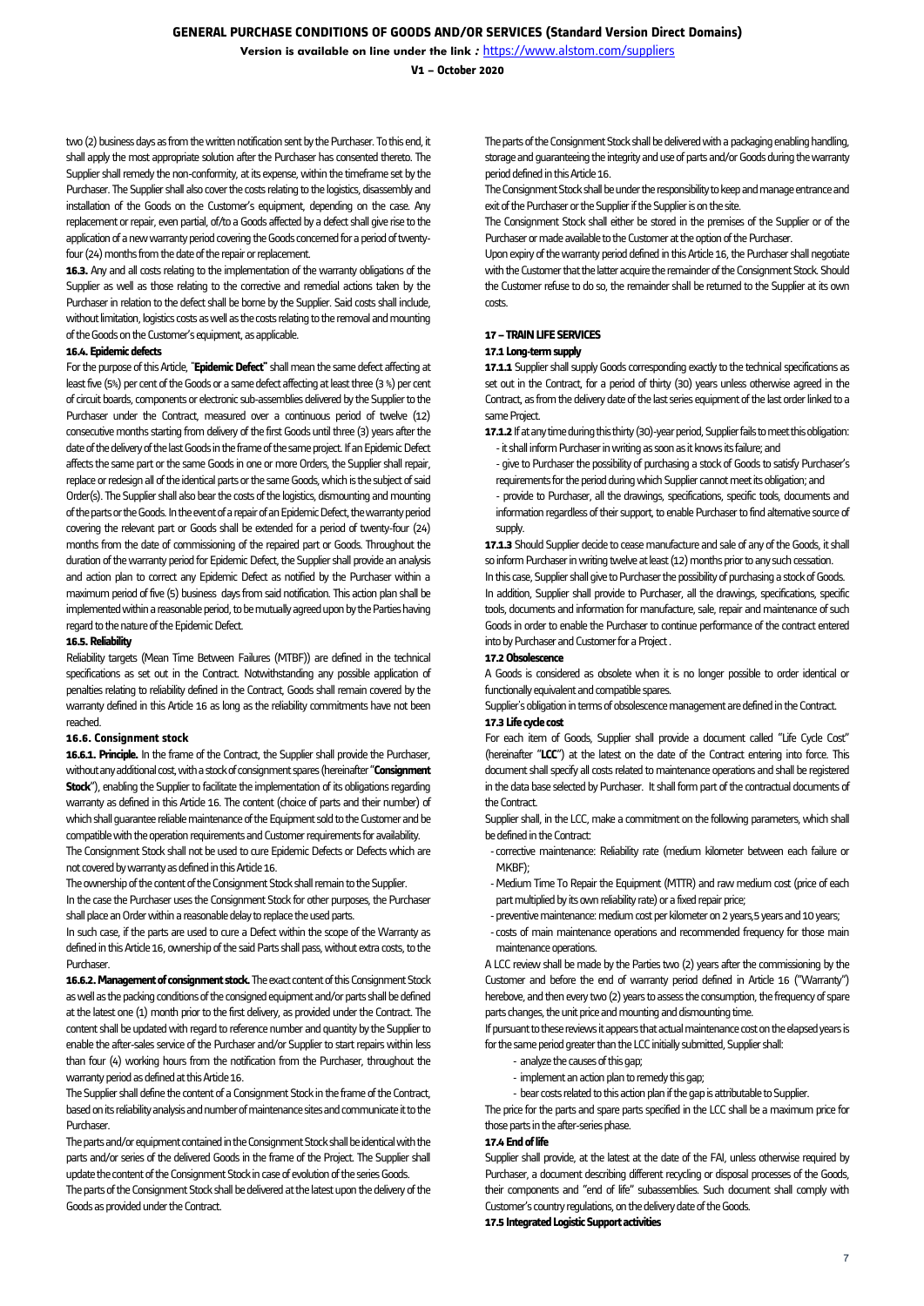two (2) business days as from the written notification sent by the Purchaser. To this end, it shall apply the most appropriate solution after the Purchaser has consented thereto. The Supplier shall remedy the non-conformity, at its expense, within the timeframe set by the Purchaser. The Supplier shall also cover the costs relating to the logistics, disassembly and installation of the Goods on the Customer's equipment, depending on the case. Any replacement or repair, even partial, of/to a Goods affected by a defect shall give rise to the application of a new warranty period covering the Goods concerned for a period of twenty-four (24) months from the date of the repair or replacement.

**16.3.** Any and all costs relating to the implementation of the warranty obligations of the Supplier as well as those relating to the corrective and remedial actions taken by the Purchaser in relation to the defect shall be borne by the Supplier. Said costs shall include, without limitation, logistics costs as well as the costs relating to the removal and mounting of the Goods on the Customer's equipment, as applicable.

**16.4. Epidemic defects**

For the purpose of this Article, "**Epidemic Defect**" shall mean the same defect affecting at least five (5%) per cent of the Goods or a same defect affecting at least three (3 %) per cent of circuit boards, components or electronic sub-assemblies delivered by the Supplier to the Purchaser under the Contract, measured over a continuous period of twelve (12) consecutive months starting from delivery of the first Goods until three (3) years after the date of the delivery of the last Goods in the frame of the same project. If an Epidemic Defect affects the same part or the same Goods in one or more Orders, the Supplier shall repair, replace or redesign all of the identical parts or the same Goods, which is the subject of said Order(s). The Supplier shall also bear the costs of the logistics, dismounting and mounting of the parts or the Goods. In the event of a repair of an Epidemic Defect, the warranty period covering the relevant part or Goods shall be extended for a period of twenty-four (24) months from the date of commissioning of the repaired part or Goods. Throughout the duration of the warranty period for Epidemic Defect, the Supplier shall provide an analysis and action plan to correct any Epidemic Defect as notified by the Purchaser within a maximum period of five (5) business days from said notification. This action plan shall be implemented within a reasonable period, to be mutually agreed upon by the Parties having regard to the nature of the Epidemic Defect.

**16.5. Reliability**

Reliability targets (Mean Time Between Failures (MTBF)) are defined in the technical specifications as set out in the Contract. Notwithstanding any possible application of penalties relating to reliability defined in the Contract, Goods shall remain covered by the warranty defined in this Article 16 as long as the reliability commitments have not been reached.

**16.6. Consignment stock**

**16.6.1. Principle.** In the frame of the Contract, the Supplier shall provide the Purchaser, without any additional cost, with a stock of consignment spares (hereinafter "**Consignment Stock**"), enabling the Supplier to facilitate the implementation of its obligations regarding warranty as defined in this Article 16. The content (choice of parts and their number) of which shall guarantee reliable maintenance of the Equipment sold to the Customer and be compatible with the operation requirements and Customer requirements for availability.

The Consignment Stock shall not be used to cure Epidemic Defects or Defects which are not covered by warranty as defined in this Article 16.

The ownership of the content of the Consignment Stock shall remain to the Supplier.

In the case the Purchaser uses the Consignment Stock for other purposes, the Purchaser shall place an Order within a reasonable delay to replace the used parts.

In such case, if the parts are used to cure a Defect within the scope of the Warranty as defined in this Article 16, ownership of the said Parts shall pass, without extra costs, to the Purchaser.

**16.6.2. Management of consignment stock.** The exact content of this Consignment Stock as well as the packing conditions of the consigned equipment and/or parts shall be defined at the latest one (1) month prior to the first delivery, as provided under the Contract. The content shall be updated with regard to reference number and quantity by the Supplier to enable the after-sales service of the Purchaser and/or Supplier to start repairs within less than four (4) working hours from the notification from the Purchaser, throughout the warranty period as defined at this Article 16.

The Supplier shall define the content of a Consignment Stock in the frame of the Contract, based on its reliability analysis and number of maintenance sites and communicate it to the Purchaser.

The parts and/or equipment contained in the Consignment Stock shall be identical with the parts and/or series of the delivered Goods in the frame of the Project. The Supplier shall update the content of the Consignment Stock in case of evolution of the series Goods.

The parts of the Consignment Stock shall be delivered at the latest upon the delivery of the Goods as provided under the Contract.

The parts of the Consignment Stock shall be delivered with a packaging enabling handling, storage and guaranteeing the integrity and use of parts and/or Goods during the warranty period defined in this Article 16.

The Consignment Stock shall be under the responsibility to keep and manage entrance and exit of the Purchaser or the Supplier if the Supplier is on the site.

The Consignment Stock shall either be stored in the premises of the Supplier or of the Purchaser or made available to the Customer at the option of the Purchaser.

Upon expiry of the warranty period defined in this Article 16, the Purchaser shall negotiate with the Customer that the latter acquire the remainder of the Consignment Stock. Should the Customer refuse to do so, the remainder shall be returned to the Supplier at its own costs.

## 17 – TRAIN LIFE SERVICES

**17.1 Long-term supply**

**17.1.1** Supplier shall supply Goods corresponding exactly to the technical specifications as set out in the Contract, for a period of thirty (30) years unless otherwise agreed in the Contract, as from the delivery date of the last series equipment of the last order linked to a same Project.

**17.1.2** If at any time during this thirty (30)-year period, Supplier fails to meet this obligation:

- it shall inform Purchaser in writing as soon as it knows its failure; and
- give to Purchaser the possibility of purchasing a stock of Goods to satisfy Purchaser's requirements for the period during which Supplier cannot meet its obligation; and
- provide to Purchaser, all the drawings, specifications, specific tools, documents and information regardless of their support, to enable Purchaser to find alternative source of supply.

**17.1.3** Should Supplier decide to cease manufacture and sale of any of the Goods, it shall so inform Purchaser in writing twelve at least (12) months prior to any such cessation.

In this case, Supplier shall give to Purchaser the possibility of purchasing a stock of Goods.

In addition, Supplier shall provide to Purchaser, all the drawings, specifications, specific tools, documents and information for manufacture, sale, repair and maintenance of such Goods in order to enable the Purchaser to continue performance of the contract entered into by Purchaser and Customer for a Project .

**17.2 Obsolescence**

A Goods is considered as obsolete when it is no longer possible to order identical or functionally equivalent and compatible spares.

Supplier's obligation in terms of obsolescence management are defined in the Contract.

**17.3 Life cycle cost**

For each item of Goods, Supplier shall provide a document called "Life Cycle Cost" (hereinafter "**LCC**") at the latest on the date of the Contract entering into force. This document shall specify all costs related to maintenance operations and shall be registered in the data base selected by Purchaser. It shall form part of the contractual documents of the Contract.

Supplier shall, in the LCC, make a commitment on the following parameters, which shall be defined in the Contract:

- corrective maintenance: Reliability rate (medium kilometer between each failure or MKBF);
- Medium Time To Repair the Equipment (MTTR) and raw medium cost (price of each part multiplied by its own reliability rate) or a fixed repair price;
- preventive maintenance: medium cost per kilometer on 2 years,5 years and 10 years;
- costs of main maintenance operations and recommended frequency for those main maintenance operations.

A LCC review shall be made by the Parties two (2) years after the commissioning by the Customer and before the end of warranty period defined in Article 16 ("Warranty") herebove, and then every two (2) years to assess the consumption, the frequency of spare parts changes, the unit price and mounting and dismounting time.

If pursuant to these reviews it appears that actual maintenance cost on the elapsed years is for the same period greater than the LCC initially submitted, Supplier shall:

- analyze the causes of this gap;
- implement an action plan to remedy this gap;
- bear costs related to this action plan if the gap is attributable to Supplier.

The price for the parts and spare parts specified in the LCC shall be a maximum price for those parts in the after-series phase.

**17.4 End of life**

Supplier shall provide, at the latest at the date of the FAI, unless otherwise required by Purchaser, a document describing different recycling or disposal processes of the Goods, their components and "end of life" subassemblies. Such document shall comply with Customer's country regulations, on the delivery date of the Goods.

**17.5 Integrated Logistic Support activities**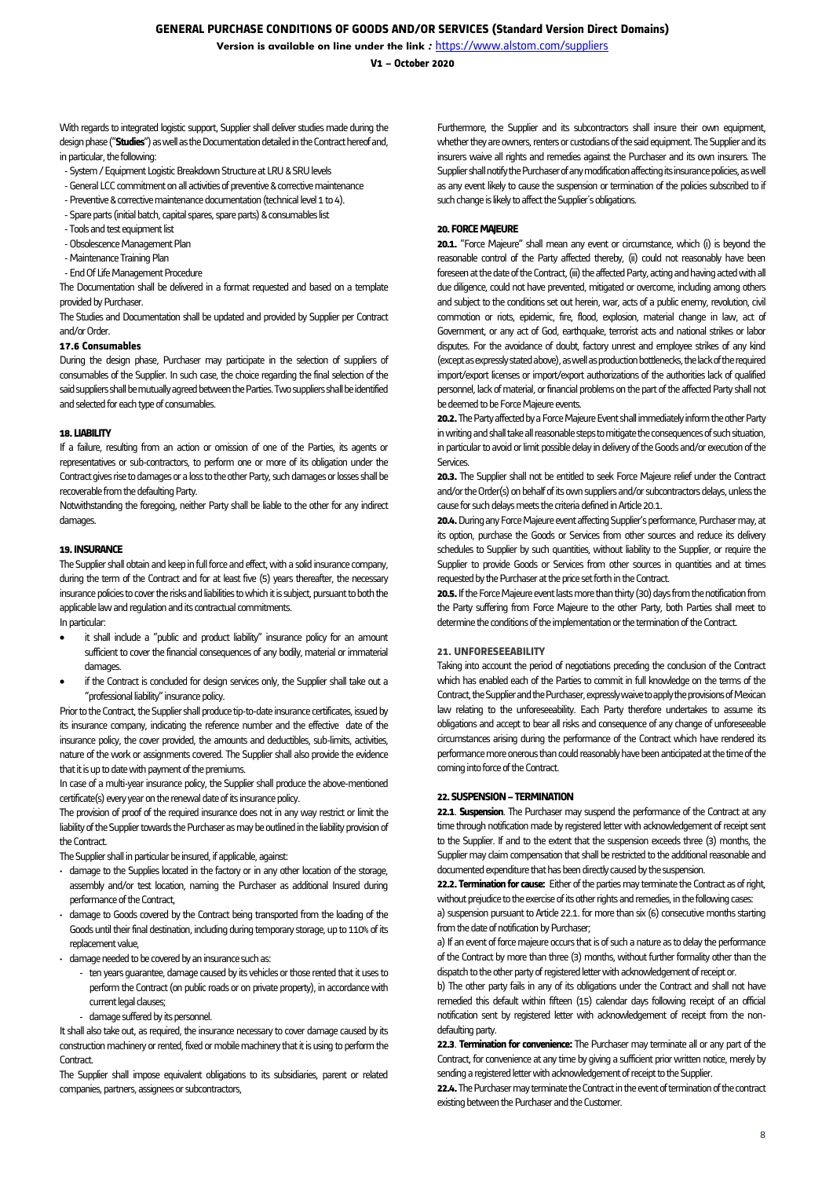With regards to integrated logistic support, Supplier shall deliver studies made during the design phase ("**Studies**") as well as the Documentation detailed in the Contract hereof and, in particular, the following:

- System / Equipment Logistic Breakdown Structure at LRU & SRU levels
- General LCC commitment on all activities of preventive & corrective maintenance
- Preventive & corrective maintenance documentation (technical level 1 to 4).
- Spare parts (initial batch, capital spares, spare parts) & consumables list
- Tools and test equipment list
- Obsolescence Management Plan
- Maintenance Training Plan
- End Of Life Management Procedure

The Documentation shall be delivered in a format requested and based on a template provided by Purchaser.

The Studies and Documentation shall be updated and provided by Supplier per Contract and/or Order.

### 17.6 Consumables

During the design phase, Purchaser may participate in the selection of suppliers of consumables of the Supplier. In such case, the choice regarding the final selection of the said suppliers shall be mutually agreed between the Parties. Two suppliers shall be identified and selected for each type of consumables.

## 18. LIABILITY

If a failure, resulting from an action or omission of one of the Parties, its agents or representatives or sub-contractors, to perform one or more of its obligation under the Contract gives rise to damages or a loss to the other Party, such damages or losses shall be recoverable from the defaulting Party.

Notwithstanding the foregoing, neither Party shall be liable to the other for any indirect damages.

## 19. INSURANCE

The Supplier shall obtain and keep in full force and effect, with a solid insurance company, during the term of the Contract and for at least five (5) years thereafter, the necessary insurance policies to cover the risks and liabilities to which it is subject, pursuant to both the applicable law and regulation and its contractual commitments.

In particular:

- it shall include a "public and product liability" insurance policy for an amount sufficient to cover the financial consequences of any bodily, material or immaterial damages.
- if the Contract is concluded for design services only, the Supplier shall take out a "professional liability" insurance policy.

Prior to the Contract, the Supplier shall produce tip-to-date insurance certificates, issued by its insurance company, indicating the reference number and the effective date of the insurance policy, the cover provided, the amounts and deductibles, sub-limits, activities, nature of the work or assignments covered. The Supplier shall also provide the evidence that it is up to date with payment of the premiums.

In case of a multi-year insurance policy, the Supplier shall produce the above-mentioned certificate(s) every year on the renewal date of its insurance policy.

The provision of proof of the required insurance does not in any way restrict or limit the liability of the Supplier towards the Purchaser as may be outlined in the liability provision of the Contract.

The Supplier shall in particular be insured, if applicable, against:

- damage to the Supplies located in the factory or in any other location of the storage, assembly and/or test location, naming the Purchaser as additional Insured during performance of the Contract,
- damage to Goods covered by the Contract being transported from the loading of the Goods until their final destination, including during temporary storage, up to 110% of its replacement value,
- damage needed to be covered by an insurance such as:
  - ten years guarantee, damage caused by its vehicles or those rented that it uses to perform the Contract (on public roads or on private property), in accordance with current legal clauses;
  - damage suffered by its personnel.

It shall also take out, as required, the insurance necessary to cover damage caused by its construction machinery or rented, fixed or mobile machinery that it is using to perform the Contract.

The Supplier shall impose equivalent obligations to its subsidiaries, parent or related companies, partners, assignees or subcontractors,

Furthermore, the Supplier and its subcontractors shall insure their own equipment, whether they are owners, renters or custodians of the said equipment. The Supplier and its insurers waive all rights and remedies against the Purchaser and its own insurers. The Supplier shall notify the Purchaser of any modification affecting its insurance policies, as well as any event likely to cause the suspension or termination of the policies subscribed to if such change is likely to affect the Supplier's obligations.

## 20. FORCE MAJEURE

**20.1.** "Force Majeure" shall mean any event or circumstance, which (i) is beyond the reasonable control of the Party affected thereby, (ii) could not reasonably have been foreseen at the date of the Contract, (iii) the affected Party, acting and having acted with all due diligence, could not have prevented, mitigated or overcome, including among others and subject to the conditions set out herein, war, acts of a public enemy, revolution, civil commotion or riots, epidemic, fire, flood, explosion, material change in law, act of Government, or any act of God, earthquake, terrorist acts and national strikes or labor disputes. For the avoidance of doubt, factory unrest and employee strikes of any kind (except as expressly stated above), as well as production bottlenecks, the lack of the required import/export licenses or import/export authorizations of the authorities lack of qualified personnel, lack of material, or financial problems on the part of the affected Party shall not be deemed to be Force Majeure events.

**20.2.** The Party affected by a Force Majeure Event shall immediately inform the other Party in writing and shall take all reasonable steps to mitigate the consequences of such situation, in particular to avoid or limit possible delay in delivery of the Goods and/or execution of the Services.

**20.3.** The Supplier shall not be entitled to seek Force Majeure relief under the Contract and/or the Order(s) on behalf of its own suppliers and/or subcontractors delays, unless the cause for such delays meets the criteria defined in Article 20.1.

**20.4.** During any Force Majeure event affecting Supplier's performance, Purchaser may, at its option, purchase the Goods or Services from other sources and reduce its delivery schedules to Supplier by such quantities, without liability to the Supplier, or require the Supplier to provide Goods or Services from other sources in quantities and at times requested by the Purchaser at the price set forth in the Contract.

**20.5.** If the Force Majeure event lasts more than thirty (30) days from the notification from the Party suffering from Force Majeure to the other Party, both Parties shall meet to determine the conditions of the implementation or the termination of the Contract.

## 21. UNFORESEEABILITY

Taking into account the period of negotiations preceding the conclusion of the Contract which has enabled each of the Parties to commit in full knowledge on the terms of the Contract, the Supplier and the Purchaser, expressly waive to apply the provisions of Mexican law relating to the unforeseeability. Each Party therefore undertakes to assume its obligations and accept to bear all risks and consequence of any change of unforeseeable circumstances arising during the performance of the Contract which have rendered its performance more onerous than could reasonably have been anticipated at the time of the coming into force of the Contract.

## 22. SUSPENSION – TERMINATION

**22.1**. **Suspension**. The Purchaser may suspend the performance of the Contract at any time through notification made by registered letter with acknowledgement of receipt sent to the Supplier. If and to the extent that the suspension exceeds three (3) months, the Supplier may claim compensation that shall be restricted to the additional reasonable and documented expenditure that has been directly caused by the suspension.

**22.2. Termination for cause:** Either of the parties may terminate the Contract as of right, without prejudice to the exercise of its other rights and remedies, in the following cases:

a) suspension pursuant to Article 22.1. for more than six (6) consecutive months starting from the date of notification by Purchaser;

a) If an event of force majeure occurs that is of such a nature as to delay the performance of the Contract by more than three (3) months, without further formality other than the dispatch to the other party of registered letter with acknowledgement of receipt or.

b) The other party fails in any of its obligations under the Contract and shall not have remedied this default within fifteen (15) calendar days following receipt of an official notification sent by registered letter with acknowledgement of receipt from the non-defaulting party.

**22.3**. **Termination for convenience:** The Purchaser may terminate all or any part of the Contract, for convenience at any time by giving a sufficient prior written notice, merely by sending a registered letter with acknowledgement of receipt to the Supplier.

**22.4.** The Purchaser may terminate the Contract in the event of termination of the contract existing between the Purchaser and the Customer.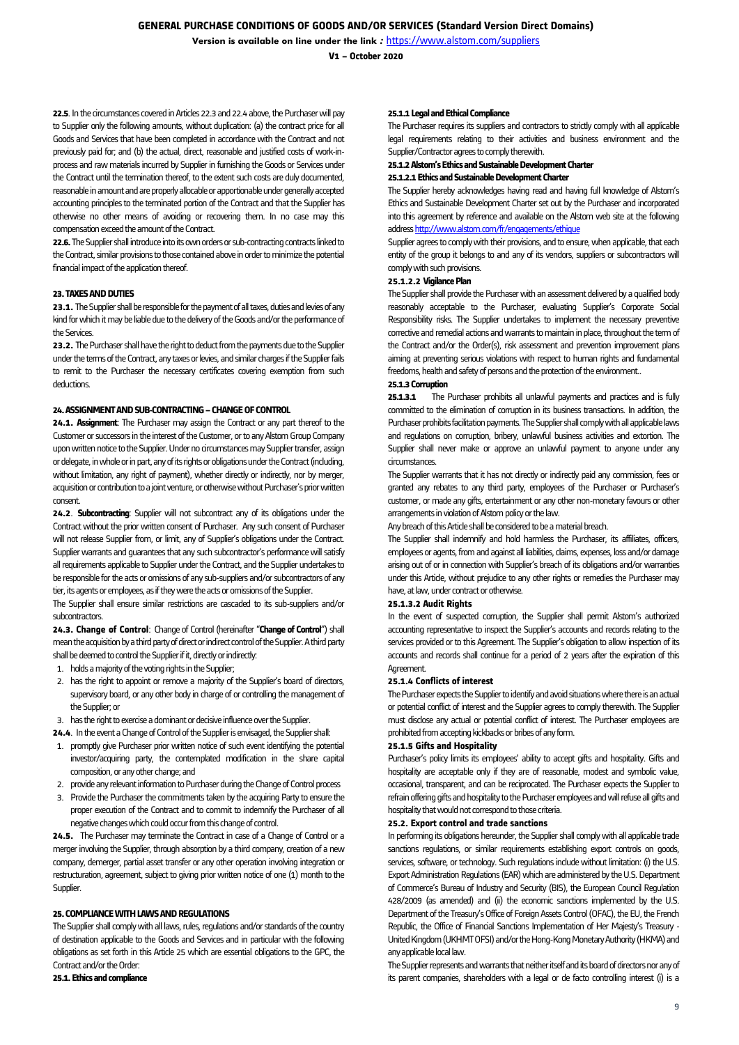**22.5**. In the circumstances covered in Articles 22.3 and 22.4 above, the Purchaser will pay to Supplier only the following amounts, without duplication: (a) the contract price for all Goods and Services that have been completed in accordance with the Contract and not previously paid for; and (b) the actual, direct, reasonable and justified costs of work-in-process and raw materials incurred by Supplier in furnishing the Goods or Services under the Contract until the termination thereof, to the extent such costs are duly documented, reasonable in amount and are properly allocable or apportionable under generally accepted accounting principles to the terminated portion of the Contract and that the Supplier has otherwise no other means of avoiding or recovering them. In no case may this compensation exceed the amount of the Contract.

**22.6.** The Supplier shall introduce into its own orders or sub-contracting contracts linked to the Contract, similar provisions to those contained above in order to minimize the potential financial impact of the application thereof.

## 23. TAXES AND DUTIES

**23.1.** The Supplier shall be responsible for the payment of all taxes, duties and levies of any kind for which it may be liable due to the delivery of the Goods and/or the performance of the Services.

**23.2.** The Purchaser shall have the right to deduct from the payments due to the Supplier under the terms of the Contract, any taxes or levies, and similar charges if the Supplier fails to remit to the Purchaser the necessary certificates covering exemption from such deductions.

## 24. ASSIGNMENT AND SUB-CONTRACTING – CHANGE OF CONTROL

**24.1. Assignment**: The Purchaser may assign the Contract or any part thereof to the Customer or successors in the interest of the Customer, or to any Alstom Group Company upon written notice to the Supplier. Under no circumstances may Supplier transfer, assign or delegate, in whole or in part, any of its rights or obligations under the Contract (including, without limitation, any right of payment), whether directly or indirectly, nor by merger, acquisition or contribution to a joint venture, or otherwise without Purchaser's prior written consent.

**24.2**. **Subcontracting**: Supplier will not subcontract any of its obligations under the Contract without the prior written consent of Purchaser. Any such consent of Purchaser will not release Supplier from, or limit, any of Supplier's obligations under the Contract. Supplier warrants and guarantees that any such subcontractor's performance will satisfy all requirements applicable to Supplier under the Contract, and the Supplier undertakes to be responsible for the acts or omissions of any sub-suppliers and/or subcontractors of any tier, its agents or employees, as if they were the acts or omissions of the Supplier.

The Supplier shall ensure similar restrictions are cascaded to its sub-suppliers and/or subcontractors.

**24.3. Change of Control**: Change of Control (hereinafter "**Change of Control**") shall mean the acquisition by a third party of direct or indirect control of the Supplier. A third party shall be deemed to control the Supplier if it, directly or indirectly:

1. holds a majority of the voting rights in the Supplier;
2. has the right to appoint or remove a majority of the Supplier's board of directors, supervisory board, or any other body in charge of or controlling the management of the Supplier; or
3. has the right to exercise a dominant or decisive influence over the Supplier.

**24.4**. In the event a Change of Control of the Supplier is envisaged, the Supplier shall:

1. promptly give Purchaser prior written notice of such event identifying the potential investor/acquiring party, the contemplated modification in the share capital composition, or any other change; and
2. provide any relevant information to Purchaser during the Change of Control process
3. Provide the Purchaser the commitments taken by the acquiring Party to ensure the proper execution of the Contract and to commit to indemnify the Purchaser of all negative changes which could occur from this change of control.

**24.5.** The Purchaser may terminate the Contract in case of a Change of Control or a merger involving the Supplier, through absorption by a third company, creation of a new company, demerger, partial asset transfer or any other operation involving integration or restructuration, agreement, subject to giving prior written notice of one (1) month to the Supplier.

## 25. COMPLIANCE WITH LAWS AND REGULATIONS

The Supplier shall comply with all laws, rules, regulations and/or standards of the country of destination applicable to the Goods and Services and in particular with the following obligations as set forth in this Article 25 which are essential obligations to the GPC, the Contract and/or the Order:

### 25.1. Ethics and compliance

#### 25.1.1 Legal and Ethical Compliance

The Purchaser requires its suppliers and contractors to strictly comply with all applicable legal requirements relating to their activities and business environment and the Supplier/Contractor agrees to comply therewith.

#### 25.1.2 Alstom's Ethics and Sustainable Development Charter

**25.1.2.1 Ethics and Sustainable Development Charter**

The Supplier hereby acknowledges having read and having full knowledge of Alstom's Ethics and Sustainable Development Charter set out by the Purchaser and incorporated into this agreement by reference and available on the Alstom web site at the following address http://www.alstom.com/fr/engagements/ethique

Supplier agrees to comply with their provisions, and to ensure, when applicable, that each entity of the group it belongs to and any of its vendors, suppliers or subcontractors will comply with such provisions.

**25.1.2.2 Vigilance Plan**

The Supplier shall provide the Purchaser with an assessment delivered by a qualified body reasonably acceptable to the Purchaser, evaluating Supplier's Corporate Social Responsibility risks. The Supplier undertakes to implement the necessary preventive corrective and remedial actions and warrants to maintain in place, throughout the term of the Contract and/or the Order(s), risk assessment and prevention improvement plans aiming at preventing serious violations with respect to human rights and fundamental freedoms, health and safety of persons and the protection of the environment..

#### 25.1.3 Corruption

**25.1.3.1** The Purchaser prohibits all unlawful payments and practices and is fully committed to the elimination of corruption in its business transactions. In addition, the Purchaser prohibits facilitation payments. The Supplier shall comply with all applicable laws and regulations on corruption, bribery, unlawful business activities and extortion. The Supplier shall never make or approve an unlawful payment to anyone under any circumstances.

The Supplier warrants that it has not directly or indirectly paid any commission, fees or granted any rebates to any third party, employees of the Purchaser or Purchaser's customer, or made any gifts, entertainment or any other non-monetary favours or other arrangements in violation of Alstom policy or the law.

Any breach of this Article shall be considered to be a material breach.

The Supplier shall indemnify and hold harmless the Purchaser, its affiliates, officers, employees or agents, from and against all liabilities, claims, expenses, loss and/or damage arising out of or in connection with Supplier's breach of its obligations and/or warranties under this Article, without prejudice to any other rights or remedies the Purchaser may have, at law, under contract or otherwise.

**25.1.3.2 Audit Rights**

In the event of suspected corruption, the Supplier shall permit Alstom's authorized accounting representative to inspect the Supplier's accounts and records relating to the services provided or to this Agreement. The Supplier's obligation to allow inspection of its accounts and records shall continue for a period of 2 years after the expiration of this Agreement.

#### 25.1.4 Conflicts of interest

The Purchaser expects the Supplier to identify and avoid situations where there is an actual or potential conflict of interest and the Supplier agrees to comply therewith. The Supplier must disclose any actual or potential conflict of interest. The Purchaser employees are prohibited from accepting kickbacks or bribes of any form.

#### 25.1.5 Gifts and Hospitality

Purchaser's policy limits its employees' ability to accept gifts and hospitality. Gifts and hospitality are acceptable only if they are of reasonable, modest and symbolic value, occasional, transparent, and can be reciprocated. The Purchaser expects the Supplier to refrain offering gifts and hospitality to the Purchaser employees and will refuse all gifts and hospitality that would not correspond to those criteria.

### 25.2. Export control and trade sanctions

In performing its obligations hereunder, the Supplier shall comply with all applicable trade sanctions regulations, or similar requirements establishing export controls on goods, services, software, or technology. Such regulations include without limitation: (i) the U.S. Export Administration Regulations (EAR) which are administered by the U.S. Department of Commerce's Bureau of Industry and Security (BIS), the European Council Regulation 428/2009 (as amended) and (ii) the economic sanctions implemented by the U.S. Department of the Treasury's Office of Foreign Assets Control (OFAC), the EU, the French Republic, the Office of Financial Sanctions Implementation of Her Majesty's Treasury - United Kingdom (UKHMT OFSI) and/or the Hong-Kong Monetary Authority (HKMA) and any applicable local law.

The Supplier represents and warrants that neither itself and its board of directors nor any of its parent companies, shareholders with a legal or de facto controlling interest (i) is a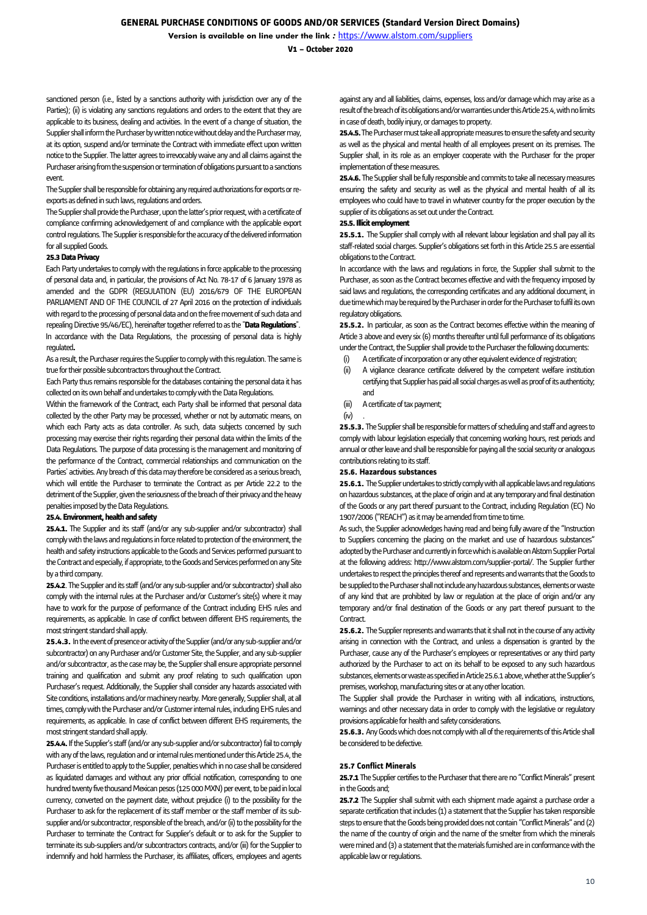sanctioned person (i.e., listed by a sanctions authority with jurisdiction over any of the Parties); (ii) is violating any sanctions regulations and orders to the extent that they are applicable to its business, dealing and activities. In the event of a change of situation, the Supplier shall inform the Purchaser by written notice without delay and the Purchaser may, at its option, suspend and/or terminate the Contract with immediate effect upon written notice to the Supplier. The latter agrees to irrevocably waive any and all claims against the Purchaser arising from the suspension or termination of obligations pursuant to a sanctions event.

The Supplier shall be responsible for obtaining any required authorizations for exports or re-exports as defined in such laws, regulations and orders.

The Supplier shall provide the Purchaser, upon the latter's prior request, with a certificate of compliance confirming acknowledgement of and compliance with the applicable export control regulations. The Supplier is responsible for the accuracy of the delivered information for all supplied Goods.

**25.3 Data Privacy**

Each Party undertakes to comply with the regulations in force applicable to the processing of personal data and, in particular, the provisions of Act No. 78-17 of 6 January 1978 as amended and the GDPR (REGULATION (EU) 2016/679 OF THE EUROPEAN PARLIAMENT AND OF THE COUNCIL of 27 April 2016 on the protection of individuals with regard to the processing of personal data and on the free movement of such data and repealing Directive 95/46/EC), hereinafter together referred to as the "**Data Regulations**". In accordance with the Data Regulations, the processing of personal data is highly regulated**.**

As a result, the Purchaser requires the Supplier to comply with this regulation. The same is true for their possible subcontractors throughout the Contract.

Each Party thus remains responsible for the databases containing the personal data it has collected on its own behalf and undertakes to comply with the Data Regulations.

Within the framework of the Contract, each Party shall be informed that personal data collected by the other Party may be processed, whether or not by automatic means, on which each Party acts as data controller. As such, data subjects concerned by such processing may exercise their rights regarding their personal data within the limits of the Data Regulations. The purpose of data processing is the management and monitoring of the performance of the Contract, commercial relationships and communication on the Parties' activities. Any breach of this data may therefore be considered as a serious breach, which will entitle the Purchaser to terminate the Contract as per Article 22.2 to the detriment of the Supplier, given the seriousness of the breach of their privacy and the heavy penalties imposed by the Data Regulations.

**25.4. Environment, health and safety**

**25.4.1.** The Supplier and its staff (and/or any sub-supplier and/or subcontractor) shall comply with the laws and regulations in force related to protection of the environment, the health and safety instructions applicable to the Goods and Services performed pursuant to the Contract and especially, if appropriate, to the Goods and Services performed on any Site by a third company.

**25.4.2**. The Supplier and its staff (and/or any sub-supplier and/or subcontractor) shall also comply with the internal rules at the Purchaser and/or Customer's site(s) where it may have to work for the purpose of performance of the Contract including EHS rules and requirements, as applicable. In case of conflict between different EHS requirements, the most stringent standard shall apply.

**25.4.3.** In the event of presence or activity of the Supplier (and/or any sub-supplier and/or subcontractor) on any Purchaser and/or Customer Site, the Supplier, and any sub-supplier and/or subcontractor, as the case may be, the Supplier shall ensure appropriate personnel training and qualification and submit any proof relating to such qualification upon Purchaser's request. Additionally, the Supplier shall consider any hazards associated with Site conditions, installations and/or machinery nearby. More generally, Supplier shall, at all times, comply with the Purchaser and/or Customer internal rules, including EHS rules and requirements, as applicable. In case of conflict between different EHS requirements, the most stringent standard shall apply.

**25.4.4.** If the Supplier's staff (and/or any sub-supplier and/or subcontractor) fail to comply with any of the laws, regulation and or internal rules mentioned under this Article 25.4, the Purchaser is entitled to apply to the Supplier, penalties which in no case shall be considered as liquidated damages and without any prior official notification, corresponding to one hundred twenty five thousand Mexican pesos (125 000 MXN) per event, to be paid in local currency, converted on the payment date, without prejudice (i) to the possibility for the Purchaser to ask for the replacement of its staff member or the staff member of its sub-supplier and/or subcontractor, responsible of the breach, and/or (ii) to the possibility for the Purchaser to terminate the Contract for Supplier's default or to ask for the Supplier to terminate its sub-suppliers and/or subcontractors contracts, and/or (iii) for the Supplier to indemnify and hold harmless the Purchaser, its affiliates, officers, employees and agents against any and all liabilities, claims, expenses, loss and/or damage which may arise as a result of the breach of its obligations and/or warranties under this Article 25.4, with no limits in case of death, bodily injury, or damages to property.

**25.4.5.** The Purchaser must take all appropriate measures to ensure the safety and security as well as the physical and mental health of all employees present on its premises. The Supplier shall, in its role as an employer cooperate with the Purchaser for the proper implementation of these measures.

**25.4.6.** The Supplier shall be fully responsible and commits to take all necessary measures ensuring the safety and security as well as the physical and mental health of all its employees who could have to travel in whatever country for the proper execution by the supplier of its obligations as set out under the Contract.

**25.5. Illicit employment**

**25.5.1.** The Supplier shall comply with all relevant labour legislation and shall pay all its staff-related social charges. Supplier's obligations set forth in this Article 25.5 are essential obligations to the Contract.

In accordance with the laws and regulations in force, the Supplier shall submit to the Purchaser, as soon as the Contract becomes effective and with the frequency imposed by said laws and regulations, the corresponding certificates and any additional document, in due time which may be required by the Purchaser in order for the Purchaser to fulfil its own regulatory obligations.

**25.5.2.** In particular, as soon as the Contract becomes effective within the meaning of Article 3 above and every six (6) months thereafter until full performance of its obligations under the Contract, the Supplier shall provide to the Purchaser the following documents:

(i) A certificate of incorporation or any other equivalent evidence of registration;
(ii) A vigilance clearance certificate delivered by the competent welfare institution certifying that Supplier has paid all social charges as well as proof of its authenticity; and
(iii) A certificate of tax payment;
(iv) .

**25.5.3.** The Supplier shall be responsible for matters of scheduling and staff and agrees to comply with labour legislation especially that concerning working hours, rest periods and annual or other leave and shall be responsible for paying all the social security or analogous contributions relating to its staff.

**25.6. Hazardous substances**

**25.6.1.** The Supplier undertakes to strictly comply with all applicable laws and regulations on hazardous substances, at the place of origin and at any temporary and final destination of the Goods or any part thereof pursuant to the Contract, including Regulation (EC) No 1907/2006 ("REACH") as it may be amended from time to time.

As such, the Supplier acknowledges having read and being fully aware of the "Instruction to Suppliers concerning the placing on the market and use of hazardous substances" adopted by the Purchaser and currently in force which is available on Alstom Supplier Portal at the following address: http://www.alstom.com/supplier-portal/. The Supplier further undertakes to respect the principles thereof and represents and warrants that the Goods to be supplied to the Purchaser shall not include any hazardous substances, elements or waste of any kind that are prohibited by law or regulation at the place of origin and/or any temporary and/or final destination of the Goods or any part thereof pursuant to the Contract.

**25.6.2.** The Supplier represents and warrants that it shall not in the course of any activity arising in connection with the Contract, and unless a dispensation is granted by the Purchaser, cause any of the Purchaser's employees or representatives or any third party authorized by the Purchaser to act on its behalf to be exposed to any such hazardous substances, elements or waste as specified in Article 25.6.1 above, whether at the Supplier's premises, workshop, manufacturing sites or at any other location.

The Supplier shall provide the Purchaser in writing with all indications, instructions, warnings and other necessary data in order to comply with the legislative or regulatory provisions applicable for health and safety considerations.

**25.6.3.** Any Goods which does not comply with all of the requirements of this Article shall be considered to be defective.

**25.7 Conflict Minerals**

**25.7.1** The Supplier certifies to the Purchaser that there are no "Conflict Minerals" present in the Goods and;

**25.7.2** The Supplier shall submit with each shipment made against a purchase order a separate certification that includes (1) a statement that the Supplier has taken responsible steps to ensure that the Goods being provided does not contain "Conflict Minerals" and (2) the name of the country of origin and the name of the smelter from which the minerals were mined and (3) a statement that the materials furnished are in conformance with the applicable law or regulations.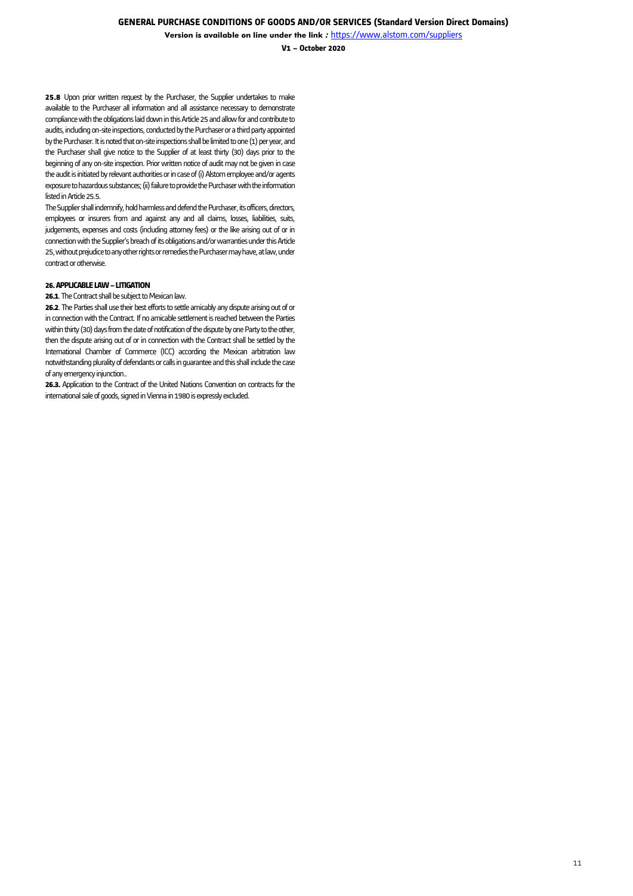**25.8** Upon prior written request by the Purchaser, the Supplier undertakes to make available to the Purchaser all information and all assistance necessary to demonstrate compliance with the obligations laid down in this Article 25 and allow for and contribute to audits, including on-site inspections, conducted by the Purchaser or a third party appointed by the Purchaser. It is noted that on-site inspections shall be limited to one (1) per year, and the Purchaser shall give notice to the Supplier of at least thirty (30) days prior to the beginning of any on-site inspection. Prior written notice of audit may not be given in case the audit is initiated by relevant authorities or in case of (i) Alstom employee and/or agents exposure to hazardous substances; (ii) failure to provide the Purchaser with the information listed in Article 25.5.

The Supplier shall indemnify, hold harmless and defend the Purchaser, its officers, directors, employees or insurers from and against any and all claims, losses, liabilities, suits, judgements, expenses and costs (including attorney fees) or the like arising out of or in connection with the Supplier's breach of its obligations and/or warranties under this Article 25, without prejudice to any other rights or remedies the Purchaser may have, at law, under contract or otherwise.

## 26. APPLICABLE LAW – LITIGATION

**26.1**. The Contract shall be subject to Mexican law.

**26.2**. The Parties shall use their best efforts to settle amicably any dispute arising out of or in connection with the Contract. If no amicable settlement is reached between the Parties within thirty (30) days from the date of notification of the dispute by one Party to the other, then the dispute arising out of or in connection with the Contract shall be settled by the International Chamber of Commerce (ICC) according the Mexican arbitration law notwithstanding plurality of defendants or calls in guarantee and this shall include the case of any emergency injunction..

**26.3.** Application to the Contract of the United Nations Convention on contracts for the international sale of goods, signed in Vienna in 1980 is expressly excluded.